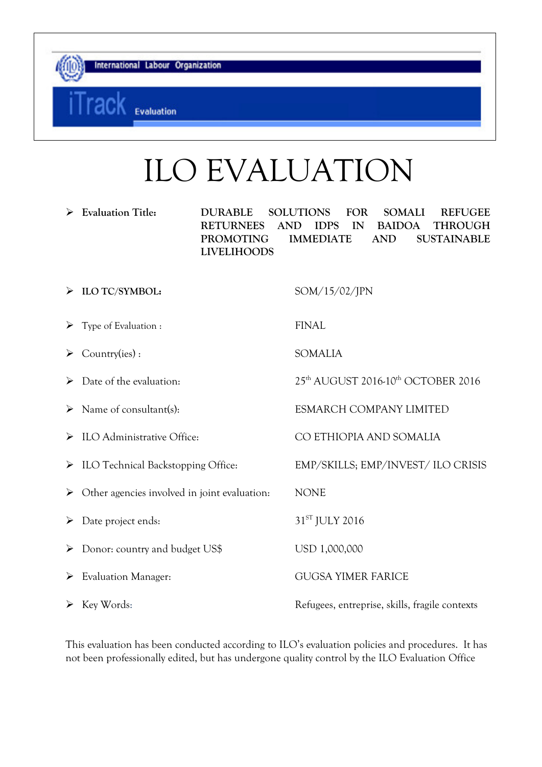International Labour Organization

iTrack Evaluation

# ILO EVALUATION

- **Evaluation Title:** DURABLE SOLUTIONS FOR SOMALI REFUGEE RETURNEES AND IDPS IN BAIDOA THROUGH PROMOTING IMMEDIATE AND SUSTAINABLE LIVELIHOODS
- **ILO TC/SYMBOL:** SOM/15/02/JPN
- Type of Evaluation : FINAL
- Country(ies) : SOMALIA
- Date of the evaluation: 25th AUGUST 2016-10th OCTOBER 2016
- Name of consultant(s): ESMARCH COMPANY LIMITED
- ILO Administrative Office: CO ETHIOPIA AND SOMALIA
- ILO Technical Backstopping Office: EMP/SKILLS; EMP/INVEST/ ILO CRISIS
- Other agencies involved in joint evaluation: NONE
- Date project ends: 31ST JULY 2016
- Donor: country and budget US$ USD 1,000,000
- Evaluation Manager: GUGSA YIMER FARICE
- Key Words: Refugees, entreprise, skills, fragile contexts

This evaluation has been conducted according to ILO's evaluation policies and procedures. It has not been professionally edited, but has undergone quality control by the ILO Evaluation Office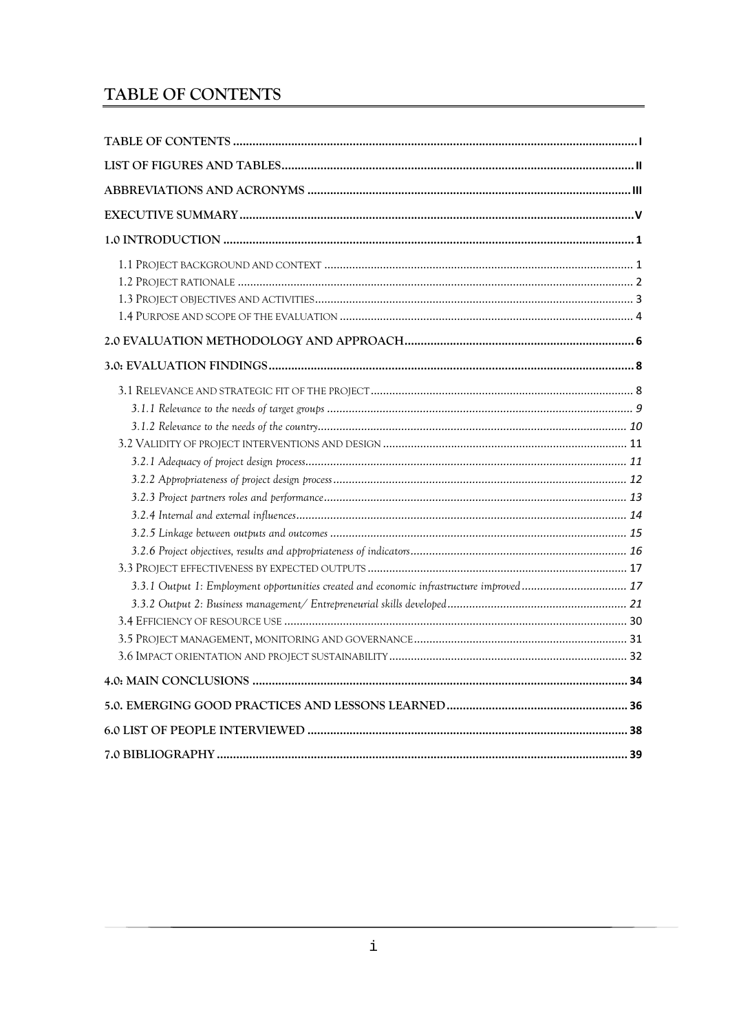## TABLE OF CONTENTS

TABLE OF CONTENTS ..... I
LIST OF FIGURES AND TABLES ..... II
ABBREVIATIONS AND ACRONYMS ..... III
EXECUTIVE SUMMARY ..... V
1.0 INTRODUCTION ..... 1
- 1.1 Project background and context ..... 1
- 1.2 Project rationale ..... 2
- 1.3 Project objectives and activities ..... 3
- 1.4 Purpose and scope of the evaluation ..... 4

2.0 EVALUATION METHODOLOGY AND APPROACH ..... 6
3.0: EVALUATION FINDINGS ..... 8
- 3.1 Relevance and strategic fit of the project ..... 8
  - *3.1.1 Relevance to the needs of target groups ..... 9*
  - *3.1.2 Relevance to the needs of the country ..... 10*
- 3.2 Validity of project interventions and design ..... 11
  - *3.2.1 Adequacy of project design process ..... 11*
  - *3.2.2 Appropriateness of project design process ..... 12*
  - *3.2.3 Project partners roles and performance ..... 13*
  - *3.2.4 Internal and external influences ..... 14*
  - *3.2.5 Linkage between outputs and outcomes ..... 15*
  - *3.2.6 Project objectives, results and appropriateness of indicators ..... 16*
- 3.3 Project effectiveness by expected outputs ..... 17
  - *3.3.1 Output 1: Employment opportunities created and economic infrastructure improved ..... 17*
  - *3.3.2 Output 2: Business management/ Entrepreneurial skills developed ..... 21*
- 3.4 Efficiency of resource use ..... 30
- 3.5 Project management, monitoring and governance ..... 31
- 3.6 Impact orientation and project sustainability ..... 32

4.0: MAIN CONCLUSIONS ..... 34
5.0. EMERGING GOOD PRACTICES AND LESSONS LEARNED ..... 36
6.0 LIST OF PEOPLE INTERVIEWED ..... 38
7.0 BIBLIOGRAPHY ..... 39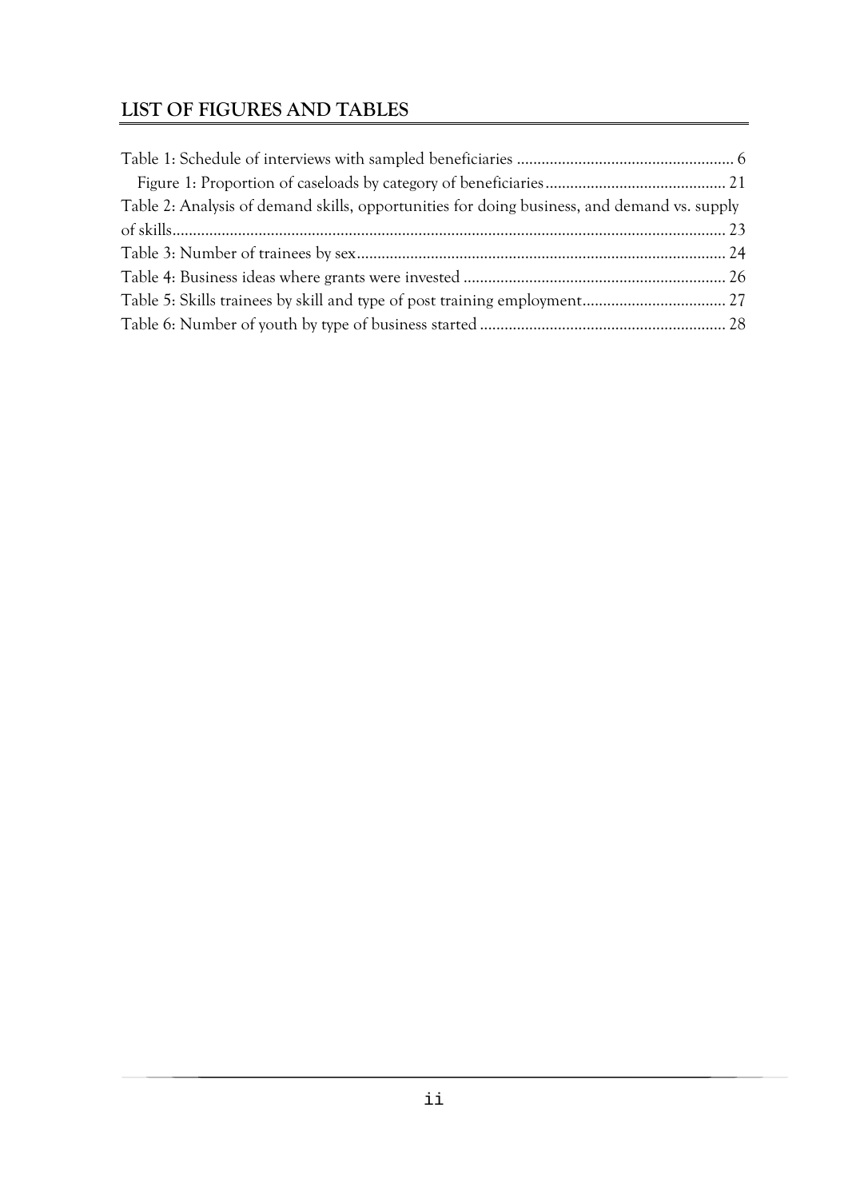## LIST OF FIGURES AND TABLES

Table 1: Schedule of interviews with sampled beneficiaries ..... 6

Figure 1: Proportion of caseloads by category of beneficiaries ..... 21

Table 2: Analysis of demand skills, opportunities for doing business, and demand vs. supply of skills ..... 23

Table 3: Number of trainees by sex ..... 24

Table 4: Business ideas where grants were invested ..... 26

Table 5: Skills trainees by skill and type of post training employment ..... 27

Table 6: Number of youth by type of business started ..... 28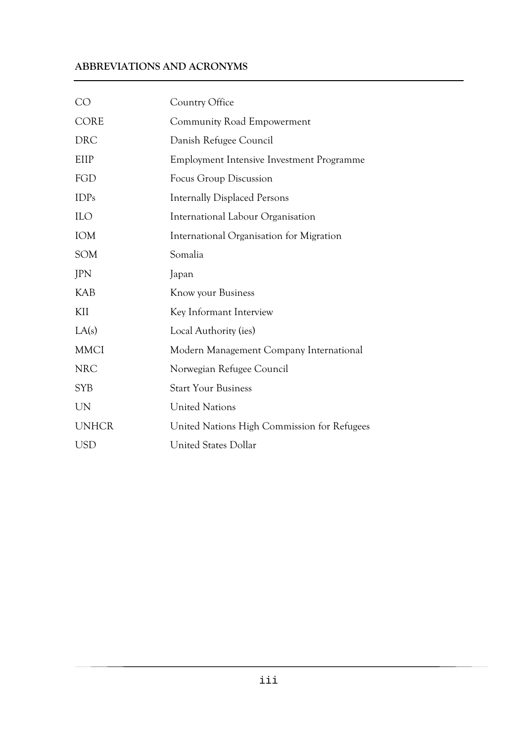## ABBREVIATIONS AND ACRONYMS

| | |
|---|---|
| CO | Country Office |
| CORE | Community Road Empowerment |
| DRC | Danish Refugee Council |
| EIIP | Employment Intensive Investment Programme |
| FGD | Focus Group Discussion |
| IDPs | Internally Displaced Persons |
| ILO | International Labour Organisation |
| IOM | International Organisation for Migration |
| SOM | Somalia |
| JPN | Japan |
| KAB | Know your Business |
| KII | Key Informant Interview |
| LA(s) | Local Authority (ies) |
| MMCI | Modern Management Company International |
| NRC | Norwegian Refugee Council |
| SYB | Start Your Business |
| UN | United Nations |
| UNHCR | United Nations High Commission for Refugees |
| USD | United States Dollar |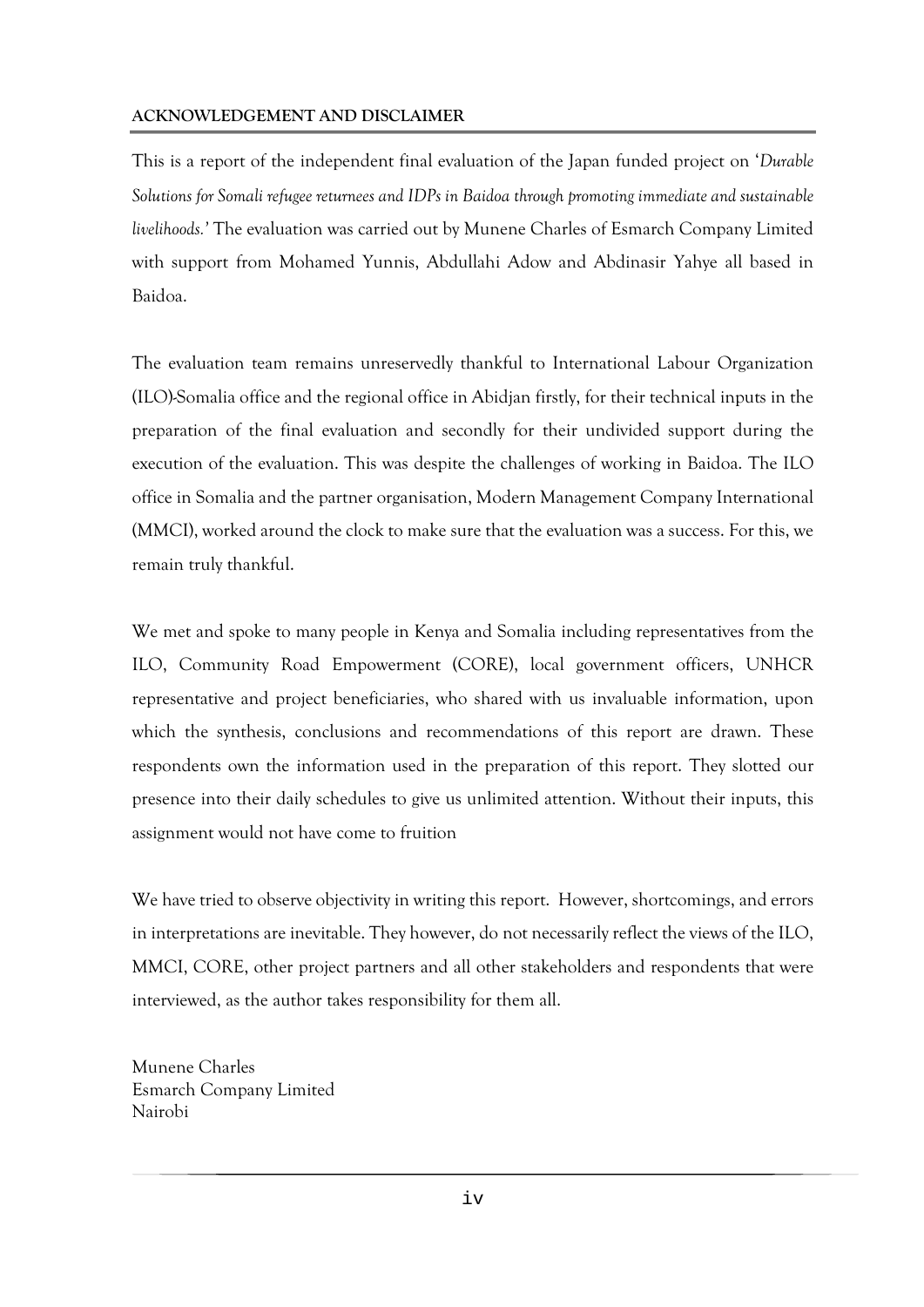**ACKNOWLEDGEMENT AND DISCLAIMER**

This is a report of the independent final evaluation of the Japan funded project on '*Durable Solutions for Somali refugee returnees and IDPs in Baidoa through promoting immediate and sustainable livelihoods.'* The evaluation was carried out by Munene Charles of Esmarch Company Limited with support from Mohamed Yunnis, Abdullahi Adow and Abdinasir Yahye all based in Baidoa.

The evaluation team remains unreservedly thankful to International Labour Organization (ILO)-Somalia office and the regional office in Abidjan firstly, for their technical inputs in the preparation of the final evaluation and secondly for their undivided support during the execution of the evaluation. This was despite the challenges of working in Baidoa. The ILO office in Somalia and the partner organisation, Modern Management Company International (MMCI), worked around the clock to make sure that the evaluation was a success. For this, we remain truly thankful.

We met and spoke to many people in Kenya and Somalia including representatives from the ILO, Community Road Empowerment (CORE), local government officers, UNHCR representative and project beneficiaries, who shared with us invaluable information, upon which the synthesis, conclusions and recommendations of this report are drawn. These respondents own the information used in the preparation of this report. They slotted our presence into their daily schedules to give us unlimited attention. Without their inputs, this assignment would not have come to fruition

We have tried to observe objectivity in writing this report. However, shortcomings, and errors in interpretations are inevitable. They however, do not necessarily reflect the views of the ILO, MMCI, CORE, other project partners and all other stakeholders and respondents that were interviewed, as the author takes responsibility for them all.

Munene Charles
Esmarch Company Limited
Nairobi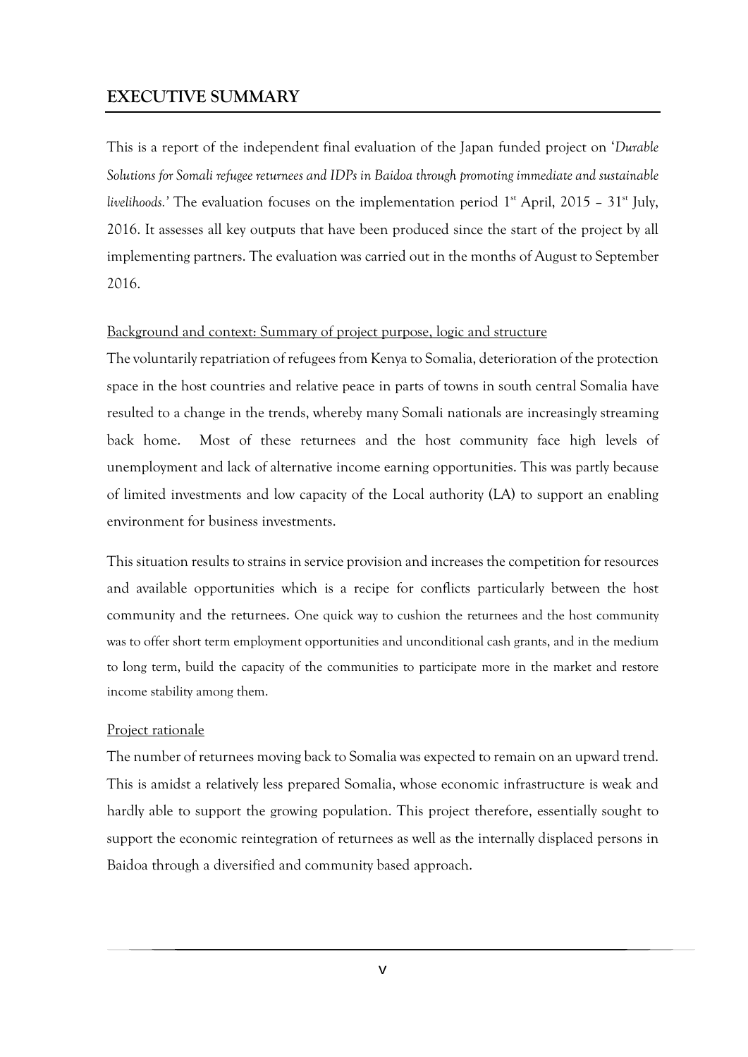## EXECUTIVE SUMMARY

This is a report of the independent final evaluation of the Japan funded project on '*Durable Solutions for Somali refugee returnees and IDPs in Baidoa through promoting immediate and sustainable livelihoods.'* The evaluation focuses on the implementation period 1st April, 2015 – 31st July, 2016. It assesses all key outputs that have been produced since the start of the project by all implementing partners. The evaluation was carried out in the months of August to September 2016.

Background and context: Summary of project purpose, logic and structure

The voluntarily repatriation of refugees from Kenya to Somalia, deterioration of the protection space in the host countries and relative peace in parts of towns in south central Somalia have resulted to a change in the trends, whereby many Somali nationals are increasingly streaming back home. Most of these returnees and the host community face high levels of unemployment and lack of alternative income earning opportunities. This was partly because of limited investments and low capacity of the Local authority (LA) to support an enabling environment for business investments.

This situation results to strains in service provision and increases the competition for resources and available opportunities which is a recipe for conflicts particularly between the host community and the returnees. One quick way to cushion the returnees and the host community was to offer short term employment opportunities and unconditional cash grants, and in the medium to long term, build the capacity of the communities to participate more in the market and restore income stability among them.

Project rationale

The number of returnees moving back to Somalia was expected to remain on an upward trend. This is amidst a relatively less prepared Somalia, whose economic infrastructure is weak and hardly able to support the growing population. This project therefore, essentially sought to support the economic reintegration of returnees as well as the internally displaced persons in Baidoa through a diversified and community based approach.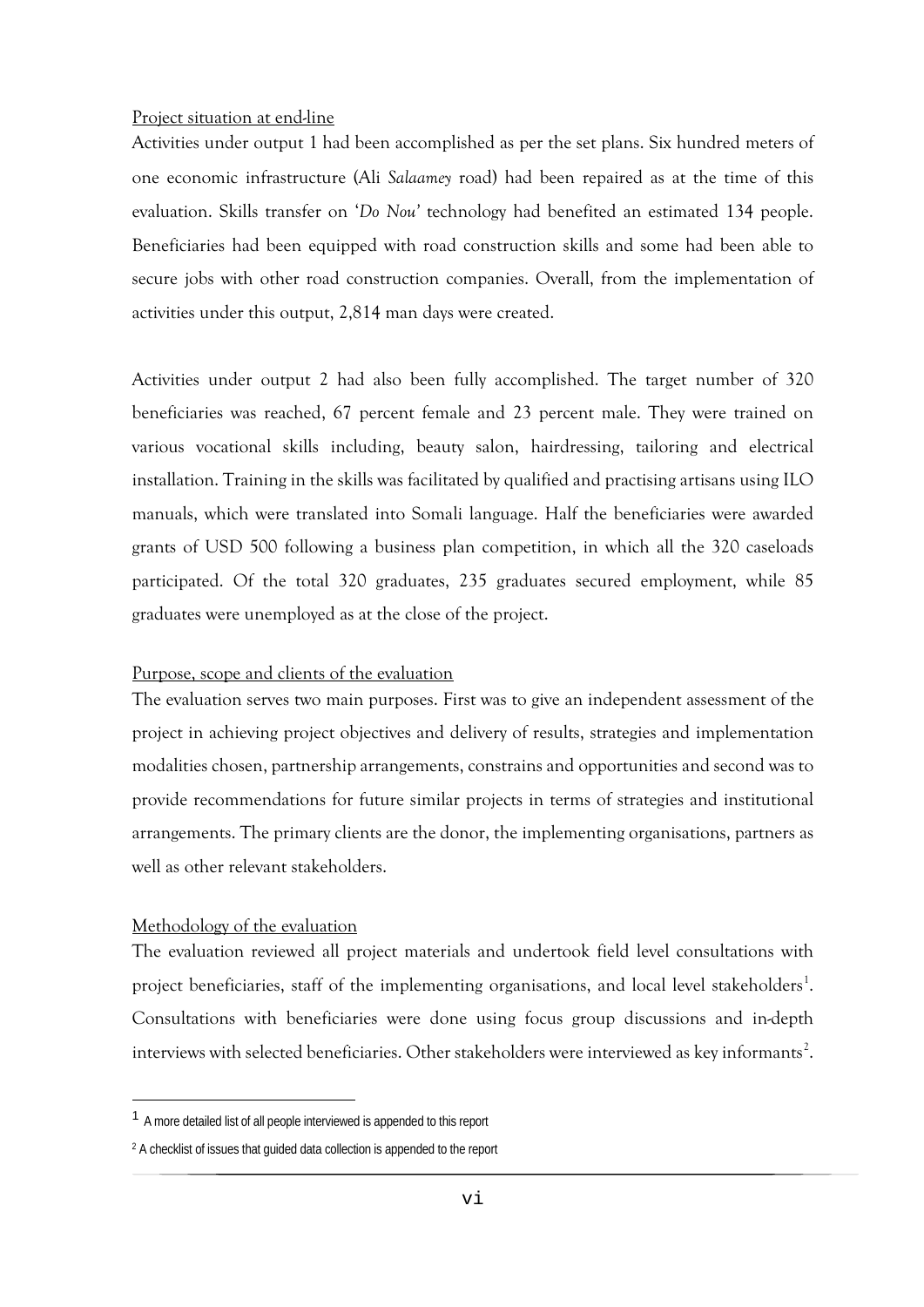Project situation at end-line

Activities under output 1 had been accomplished as per the set plans. Six hundred meters of one economic infrastructure (Ali *Salaamey* road) had been repaired as at the time of this evaluation. Skills transfer on '*Do Nou'* technology had benefited an estimated 134 people. Beneficiaries had been equipped with road construction skills and some had been able to secure jobs with other road construction companies. Overall, from the implementation of activities under this output, 2,814 man days were created.

Activities under output 2 had also been fully accomplished. The target number of 320 beneficiaries was reached, 67 percent female and 23 percent male. They were trained on various vocational skills including, beauty salon, hairdressing, tailoring and electrical installation. Training in the skills was facilitated by qualified and practising artisans using ILO manuals, which were translated into Somali language. Half the beneficiaries were awarded grants of USD 500 following a business plan competition, in which all the 320 caseloads participated. Of the total 320 graduates, 235 graduates secured employment, while 85 graduates were unemployed as at the close of the project.

Purpose, scope and clients of the evaluation

The evaluation serves two main purposes. First was to give an independent assessment of the project in achieving project objectives and delivery of results, strategies and implementation modalities chosen, partnership arrangements, constrains and opportunities and second was to provide recommendations for future similar projects in terms of strategies and institutional arrangements. The primary clients are the donor, the implementing organisations, partners as well as other relevant stakeholders.

Methodology of the evaluation

The evaluation reviewed all project materials and undertook field level consultations with project beneficiaries, staff of the implementing organisations, and local level stakeholders[1]. Consultations with beneficiaries were done using focus group discussions and in-depth interviews with selected beneficiaries. Other stakeholders were interviewed as key informants[2].

[1] A more detailed list of all people interviewed is appended to this report

[2] A checklist of issues that guided data collection is appended to the report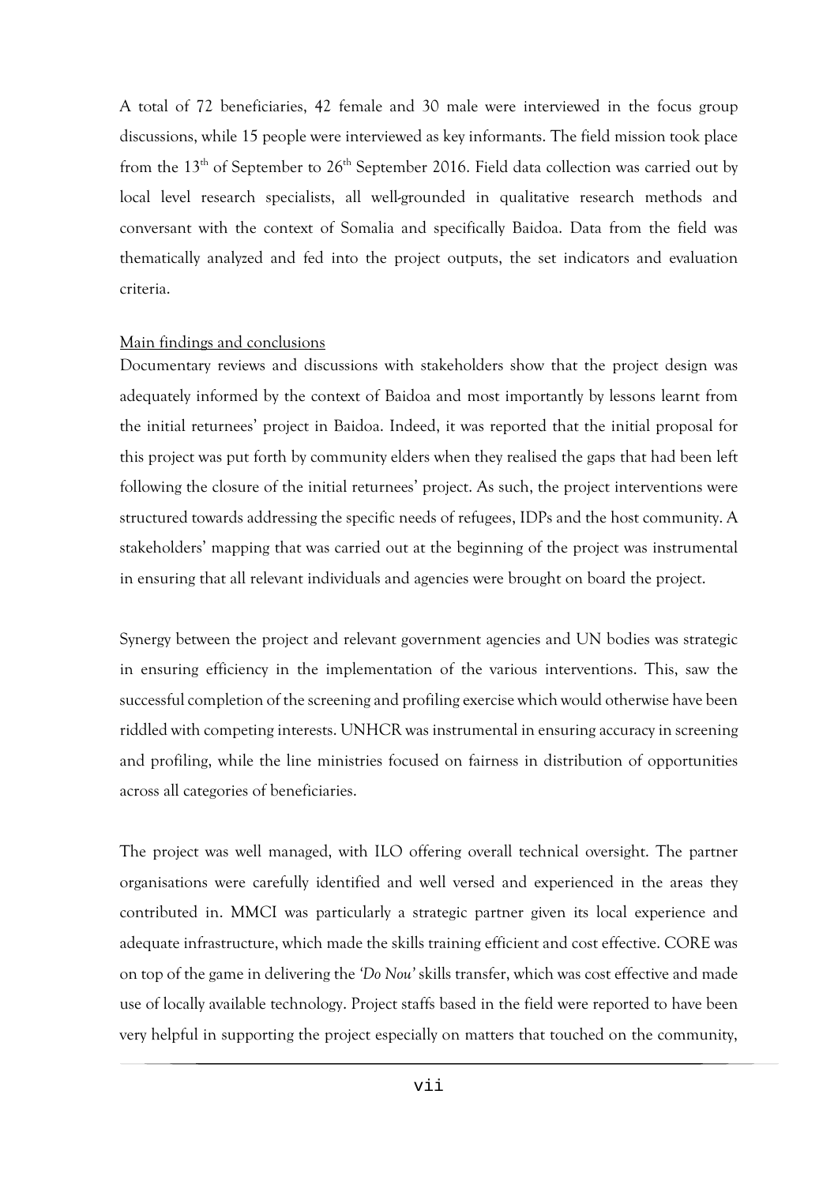A total of 72 beneficiaries, 42 female and 30 male were interviewed in the focus group discussions, while 15 people were interviewed as key informants. The field mission took place from the 13th of September to 26th September 2016. Field data collection was carried out by local level research specialists, all well-grounded in qualitative research methods and conversant with the context of Somalia and specifically Baidoa. Data from the field was thematically analyzed and fed into the project outputs, the set indicators and evaluation criteria.

Main findings and conclusions

Documentary reviews and discussions with stakeholders show that the project design was adequately informed by the context of Baidoa and most importantly by lessons learnt from the initial returnees' project in Baidoa. Indeed, it was reported that the initial proposal for this project was put forth by community elders when they realised the gaps that had been left following the closure of the initial returnees' project. As such, the project interventions were structured towards addressing the specific needs of refugees, IDPs and the host community. A stakeholders' mapping that was carried out at the beginning of the project was instrumental in ensuring that all relevant individuals and agencies were brought on board the project.

Synergy between the project and relevant government agencies and UN bodies was strategic in ensuring efficiency in the implementation of the various interventions. This, saw the successful completion of the screening and profiling exercise which would otherwise have been riddled with competing interests. UNHCR was instrumental in ensuring accuracy in screening and profiling, while the line ministries focused on fairness in distribution of opportunities across all categories of beneficiaries.

The project was well managed, with ILO offering overall technical oversight. The partner organisations were carefully identified and well versed and experienced in the areas they contributed in. MMCI was particularly a strategic partner given its local experience and adequate infrastructure, which made the skills training efficient and cost effective. CORE was on top of the game in delivering the *'Do Nou'* skills transfer, which was cost effective and made use of locally available technology. Project staffs based in the field were reported to have been very helpful in supporting the project especially on matters that touched on the community,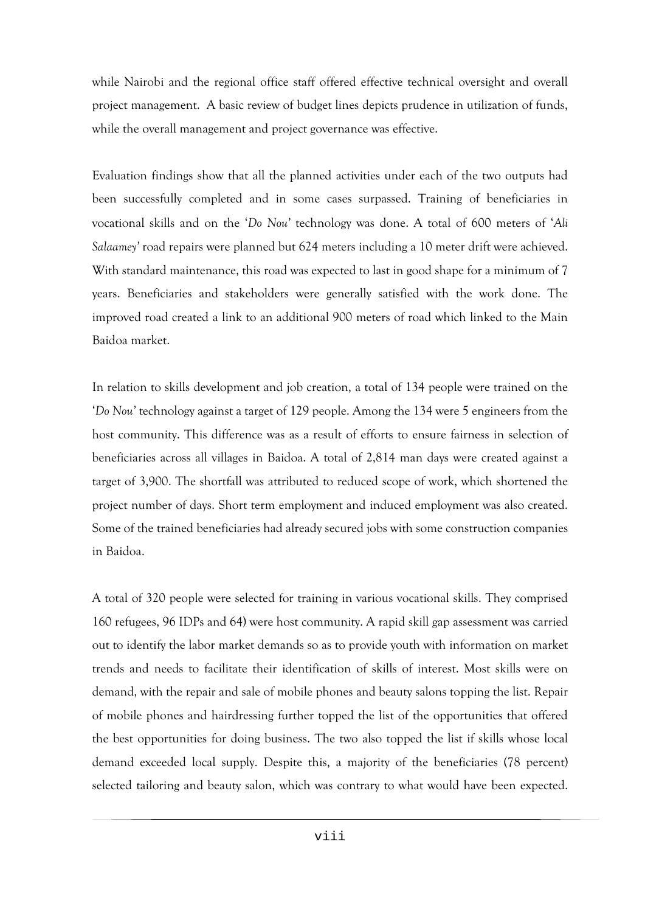while Nairobi and the regional office staff offered effective technical oversight and overall project management. A basic review of budget lines depicts prudence in utilization of funds, while the overall management and project governance was effective.

Evaluation findings show that all the planned activities under each of the two outputs had been successfully completed and in some cases surpassed. Training of beneficiaries in vocational skills and on the '*Do Nou*' technology was done. A total of 600 meters of '*Ali Salaamey*' road repairs were planned but 624 meters including a 10 meter drift were achieved. With standard maintenance, this road was expected to last in good shape for a minimum of 7 years. Beneficiaries and stakeholders were generally satisfied with the work done. The improved road created a link to an additional 900 meters of road which linked to the Main Baidoa market.

In relation to skills development and job creation, a total of 134 people were trained on the '*Do Nou*' technology against a target of 129 people. Among the 134 were 5 engineers from the host community. This difference was as a result of efforts to ensure fairness in selection of beneficiaries across all villages in Baidoa. A total of 2,814 man days were created against a target of 3,900. The shortfall was attributed to reduced scope of work, which shortened the project number of days. Short term employment and induced employment was also created. Some of the trained beneficiaries had already secured jobs with some construction companies in Baidoa.

A total of 320 people were selected for training in various vocational skills. They comprised 160 refugees, 96 IDPs and 64) were host community. A rapid skill gap assessment was carried out to identify the labor market demands so as to provide youth with information on market trends and needs to facilitate their identification of skills of interest. Most skills were on demand, with the repair and sale of mobile phones and beauty salons topping the list. Repair of mobile phones and hairdressing further topped the list of the opportunities that offered the best opportunities for doing business. The two also topped the list if skills whose local demand exceeded local supply. Despite this, a majority of the beneficiaries (78 percent) selected tailoring and beauty salon, which was contrary to what would have been expected.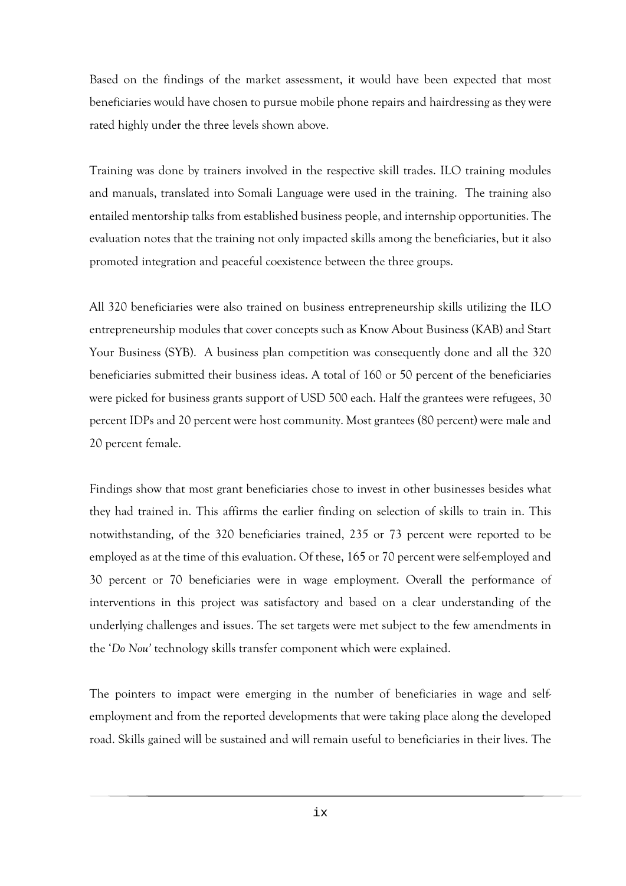Based on the findings of the market assessment, it would have been expected that most beneficiaries would have chosen to pursue mobile phone repairs and hairdressing as they were rated highly under the three levels shown above.

Training was done by trainers involved in the respective skill trades. ILO training modules and manuals, translated into Somali Language were used in the training. The training also entailed mentorship talks from established business people, and internship opportunities. The evaluation notes that the training not only impacted skills among the beneficiaries, but it also promoted integration and peaceful coexistence between the three groups.

All 320 beneficiaries were also trained on business entrepreneurship skills utilizing the ILO entrepreneurship modules that cover concepts such as Know About Business (KAB) and Start Your Business (SYB). A business plan competition was consequently done and all the 320 beneficiaries submitted their business ideas. A total of 160 or 50 percent of the beneficiaries were picked for business grants support of USD 500 each. Half the grantees were refugees, 30 percent IDPs and 20 percent were host community. Most grantees (80 percent) were male and 20 percent female.

Findings show that most grant beneficiaries chose to invest in other businesses besides what they had trained in. This affirms the earlier finding on selection of skills to train in. This notwithstanding, of the 320 beneficiaries trained, 235 or 73 percent were reported to be employed as at the time of this evaluation. Of these, 165 or 70 percent were self-employed and 30 percent or 70 beneficiaries were in wage employment. Overall the performance of interventions in this project was satisfactory and based on a clear understanding of the underlying challenges and issues. The set targets were met subject to the few amendments in the '*Do Nou*' technology skills transfer component which were explained.

The pointers to impact were emerging in the number of beneficiaries in wage and self-employment and from the reported developments that were taking place along the developed road. Skills gained will be sustained and will remain useful to beneficiaries in their lives. The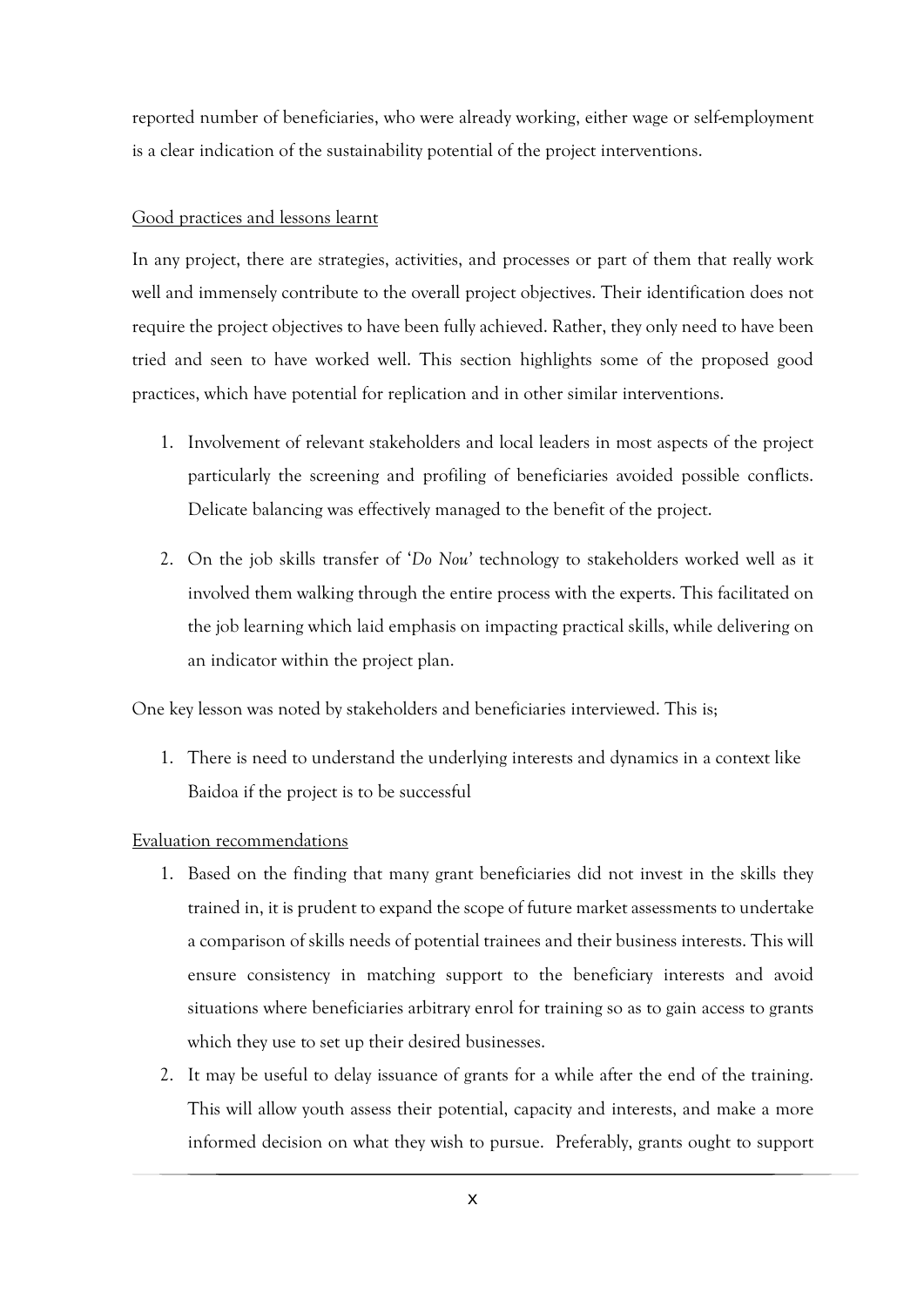reported number of beneficiaries, who were already working, either wage or self-employment is a clear indication of the sustainability potential of the project interventions.

Good practices and lessons learnt

In any project, there are strategies, activities, and processes or part of them that really work well and immensely contribute to the overall project objectives. Their identification does not require the project objectives to have been fully achieved. Rather, they only need to have been tried and seen to have worked well. This section highlights some of the proposed good practices, which have potential for replication and in other similar interventions.

1. Involvement of relevant stakeholders and local leaders in most aspects of the project particularly the screening and profiling of beneficiaries avoided possible conflicts. Delicate balancing was effectively managed to the benefit of the project.

2. On the job skills transfer of '*Do Now*' technology to stakeholders worked well as it involved them walking through the entire process with the experts. This facilitated on the job learning which laid emphasis on impacting practical skills, while delivering on an indicator within the project plan.

One key lesson was noted by stakeholders and beneficiaries interviewed. This is;

1. There is need to understand the underlying interests and dynamics in a context like Baidoa if the project is to be successful

Evaluation recommendations

1. Based on the finding that many grant beneficiaries did not invest in the skills they trained in, it is prudent to expand the scope of future market assessments to undertake a comparison of skills needs of potential trainees and their business interests. This will ensure consistency in matching support to the beneficiary interests and avoid situations where beneficiaries arbitrary enrol for training so as to gain access to grants which they use to set up their desired businesses.
2. It may be useful to delay issuance of grants for a while after the end of the training. This will allow youth assess their potential, capacity and interests, and make a more informed decision on what they wish to pursue. Preferably, grants ought to support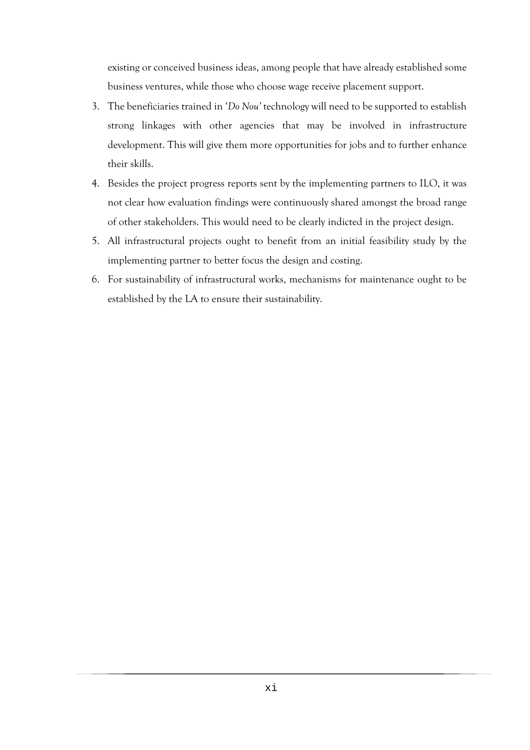existing or conceived business ideas, among people that have already established some business ventures, while those who choose wage receive placement support.

3. The beneficiaries trained in '*Do Nou*' technology will need to be supported to establish strong linkages with other agencies that may be involved in infrastructure development. This will give them more opportunities for jobs and to further enhance their skills.
4. Besides the project progress reports sent by the implementing partners to ILO, it was not clear how evaluation findings were continuously shared amongst the broad range of other stakeholders. This would need to be clearly indicted in the project design.
5. All infrastructural projects ought to benefit from an initial feasibility study by the implementing partner to better focus the design and costing.
6. For sustainability of infrastructural works, mechanisms for maintenance ought to be established by the LA to ensure their sustainability.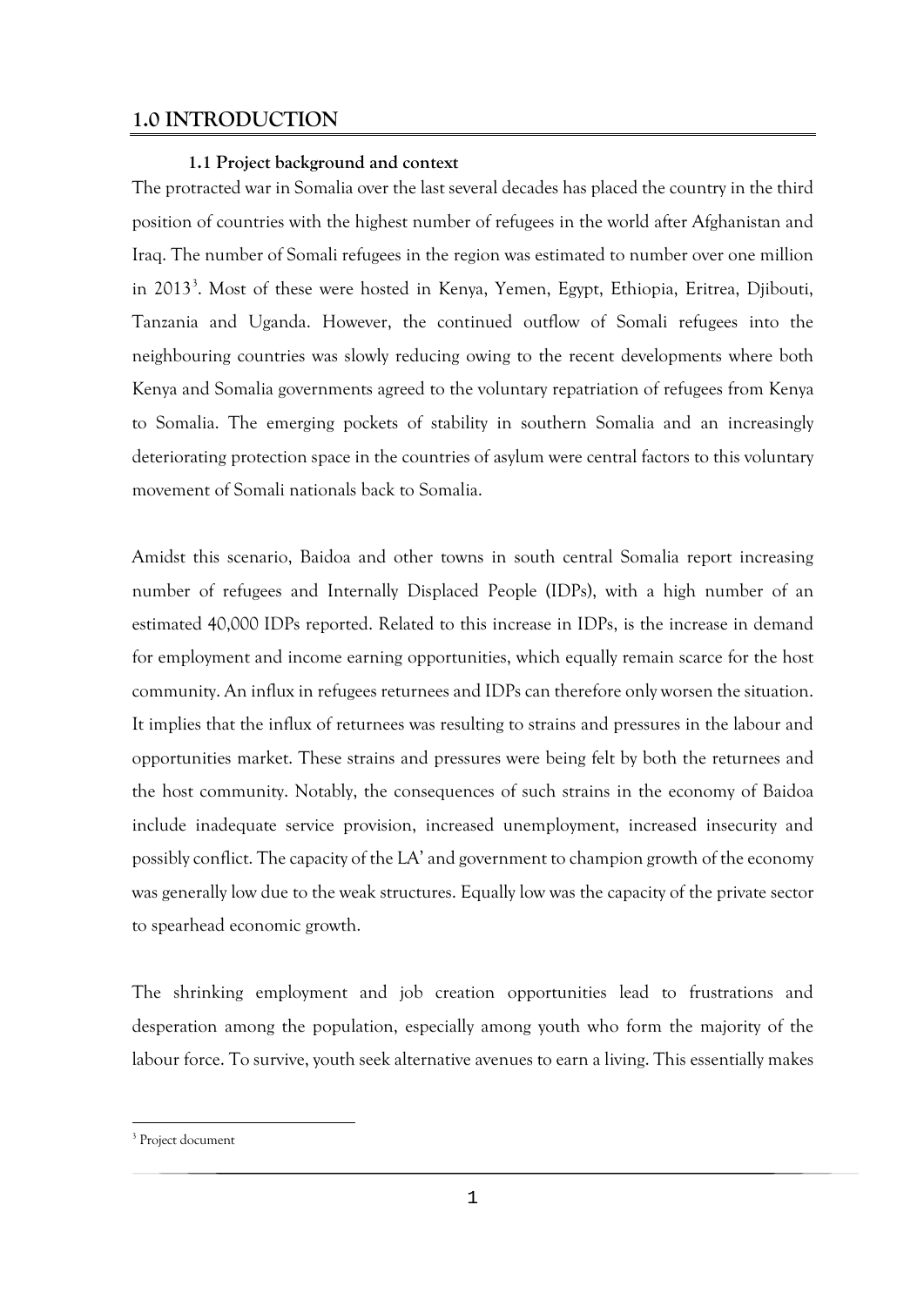## 1.0 INTRODUCTION

### 1.1 Project background and context

The protracted war in Somalia over the last several decades has placed the country in the third position of countries with the highest number of refugees in the world after Afghanistan and Iraq. The number of Somali refugees in the region was estimated to number over one million in 2013[3]. Most of these were hosted in Kenya, Yemen, Egypt, Ethiopia, Eritrea, Djibouti, Tanzania and Uganda. However, the continued outflow of Somali refugees into the neighbouring countries was slowly reducing owing to the recent developments where both Kenya and Somalia governments agreed to the voluntary repatriation of refugees from Kenya to Somalia. The emerging pockets of stability in southern Somalia and an increasingly deteriorating protection space in the countries of asylum were central factors to this voluntary movement of Somali nationals back to Somalia.

Amidst this scenario, Baidoa and other towns in south central Somalia report increasing number of refugees and Internally Displaced People (IDPs), with a high number of an estimated 40,000 IDPs reported. Related to this increase in IDPs, is the increase in demand for employment and income earning opportunities, which equally remain scarce for the host community. An influx in refugees returnees and IDPs can therefore only worsen the situation. It implies that the influx of returnees was resulting to strains and pressures in the labour and opportunities market. These strains and pressures were being felt by both the returnees and the host community. Notably, the consequences of such strains in the economy of Baidoa include inadequate service provision, increased unemployment, increased insecurity and possibly conflict. The capacity of the LA' and government to champion growth of the economy was generally low due to the weak structures. Equally low was the capacity of the private sector to spearhead economic growth.

The shrinking employment and job creation opportunities lead to frustrations and desperation among the population, especially among youth who form the majority of the labour force. To survive, youth seek alternative avenues to earn a living. This essentially makes

[3] Project document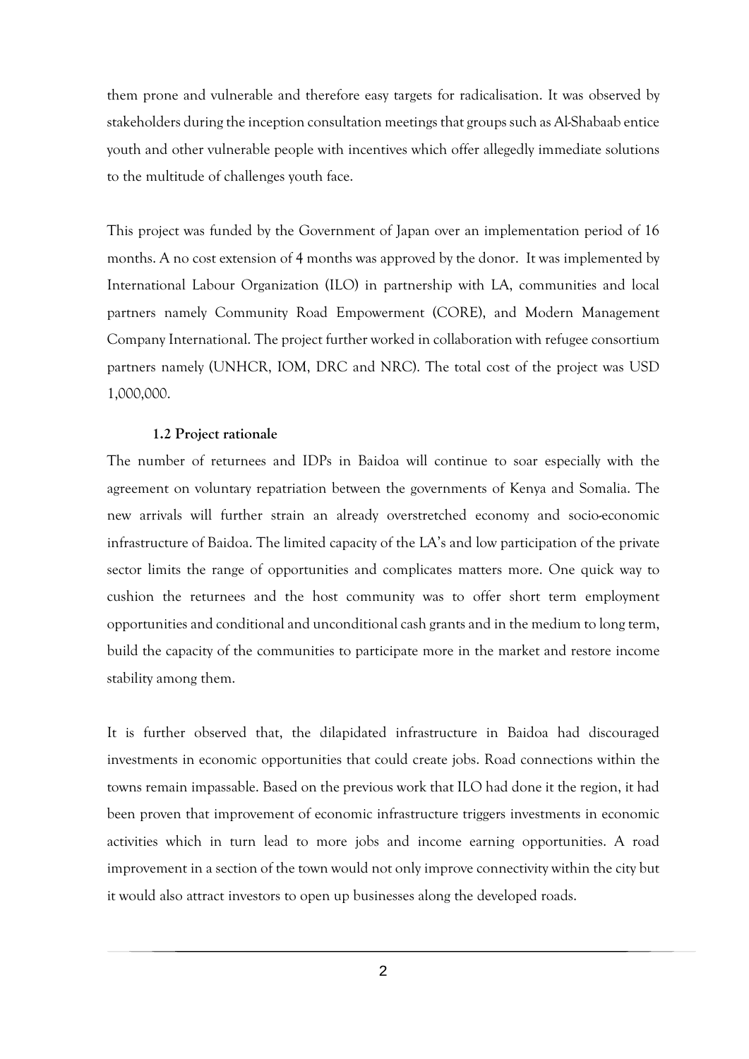them prone and vulnerable and therefore easy targets for radicalisation. It was observed by stakeholders during the inception consultation meetings that groups such as Al-Shabaab entice youth and other vulnerable people with incentives which offer allegedly immediate solutions to the multitude of challenges youth face.

This project was funded by the Government of Japan over an implementation period of 16 months. A no cost extension of 4 months was approved by the donor. It was implemented by International Labour Organization (ILO) in partnership with LA, communities and local partners namely Community Road Empowerment (CORE), and Modern Management Company International. The project further worked in collaboration with refugee consortium partners namely (UNHCR, IOM, DRC and NRC). The total cost of the project was USD 1,000,000.

### 1.2 Project rationale

The number of returnees and IDPs in Baidoa will continue to soar especially with the agreement on voluntary repatriation between the governments of Kenya and Somalia. The new arrivals will further strain an already overstretched economy and socio-economic infrastructure of Baidoa. The limited capacity of the LA's and low participation of the private sector limits the range of opportunities and complicates matters more. One quick way to cushion the returnees and the host community was to offer short term employment opportunities and conditional and unconditional cash grants and in the medium to long term, build the capacity of the communities to participate more in the market and restore income stability among them.

It is further observed that, the dilapidated infrastructure in Baidoa had discouraged investments in economic opportunities that could create jobs. Road connections within the towns remain impassable. Based on the previous work that ILO had done it the region, it had been proven that improvement of economic infrastructure triggers investments in economic activities which in turn lead to more jobs and income earning opportunities. A road improvement in a section of the town would not only improve connectivity within the city but it would also attract investors to open up businesses along the developed roads.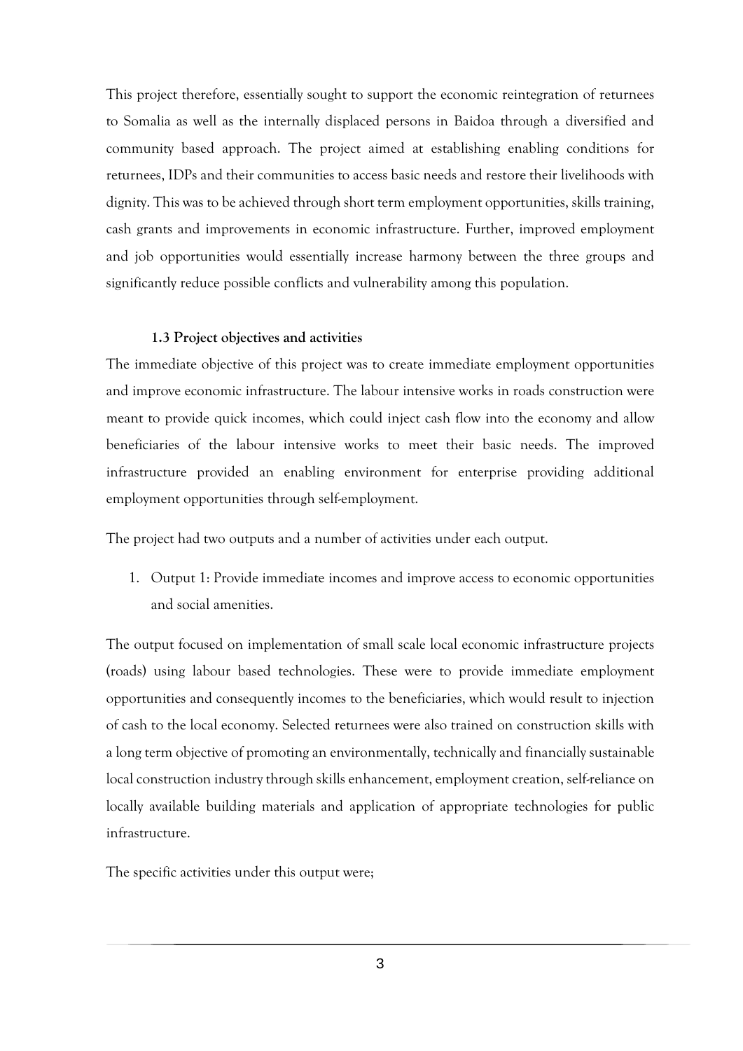This project therefore, essentially sought to support the economic reintegration of returnees to Somalia as well as the internally displaced persons in Baidoa through a diversified and community based approach. The project aimed at establishing enabling conditions for returnees, IDPs and their communities to access basic needs and restore their livelihoods with dignity. This was to be achieved through short term employment opportunities, skills training, cash grants and improvements in economic infrastructure. Further, improved employment and job opportunities would essentially increase harmony between the three groups and significantly reduce possible conflicts and vulnerability among this population.

### 1.3 Project objectives and activities

The immediate objective of this project was to create immediate employment opportunities and improve economic infrastructure. The labour intensive works in roads construction were meant to provide quick incomes, which could inject cash flow into the economy and allow beneficiaries of the labour intensive works to meet their basic needs. The improved infrastructure provided an enabling environment for enterprise providing additional employment opportunities through self-employment.

The project had two outputs and a number of activities under each output.

1. Output 1: Provide immediate incomes and improve access to economic opportunities and social amenities.

The output focused on implementation of small scale local economic infrastructure projects (roads) using labour based technologies. These were to provide immediate employment opportunities and consequently incomes to the beneficiaries, which would result to injection of cash to the local economy. Selected returnees were also trained on construction skills with a long term objective of promoting an environmentally, technically and financially sustainable local construction industry through skills enhancement, employment creation, self-reliance on locally available building materials and application of appropriate technologies for public infrastructure.

The specific activities under this output were;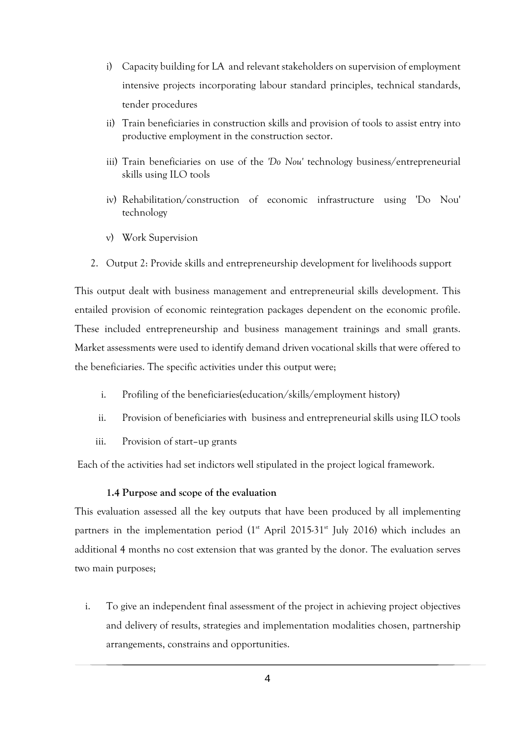i) Capacity building for LA and relevant stakeholders on supervision of employment intensive projects incorporating labour standard principles, technical standards, tender procedures

ii) Train beneficiaries in construction skills and provision of tools to assist entry into productive employment in the construction sector.

iii) Train beneficiaries on use of the *'Do Nou'* technology business/entrepreneurial skills using ILO tools

iv) Rehabilitation/construction of economic infrastructure using 'Do Nou' technology

v) Work Supervision

2. Output 2: Provide skills and entrepreneurship development for livelihoods support

This output dealt with business management and entrepreneurial skills development. This entailed provision of economic reintegration packages dependent on the economic profile. These included entrepreneurship and business management trainings and small grants. Market assessments were used to identify demand driven vocational skills that were offered to the beneficiaries. The specific activities under this output were;

i. Profiling of the beneficiaries(education/skills/employment history)

ii. Provision of beneficiaries with business and entrepreneurial skills using ILO tools

iii. Provision of start–up grants

Each of the activities had set indictors well stipulated in the project logical framework.

### 1.4 Purpose and scope of the evaluation

This evaluation assessed all the key outputs that have been produced by all implementing partners in the implementation period (1st April 2015-31st July 2016) which includes an additional 4 months no cost extension that was granted by the donor. The evaluation serves two main purposes;

i. To give an independent final assessment of the project in achieving project objectives and delivery of results, strategies and implementation modalities chosen, partnership arrangements, constrains and opportunities.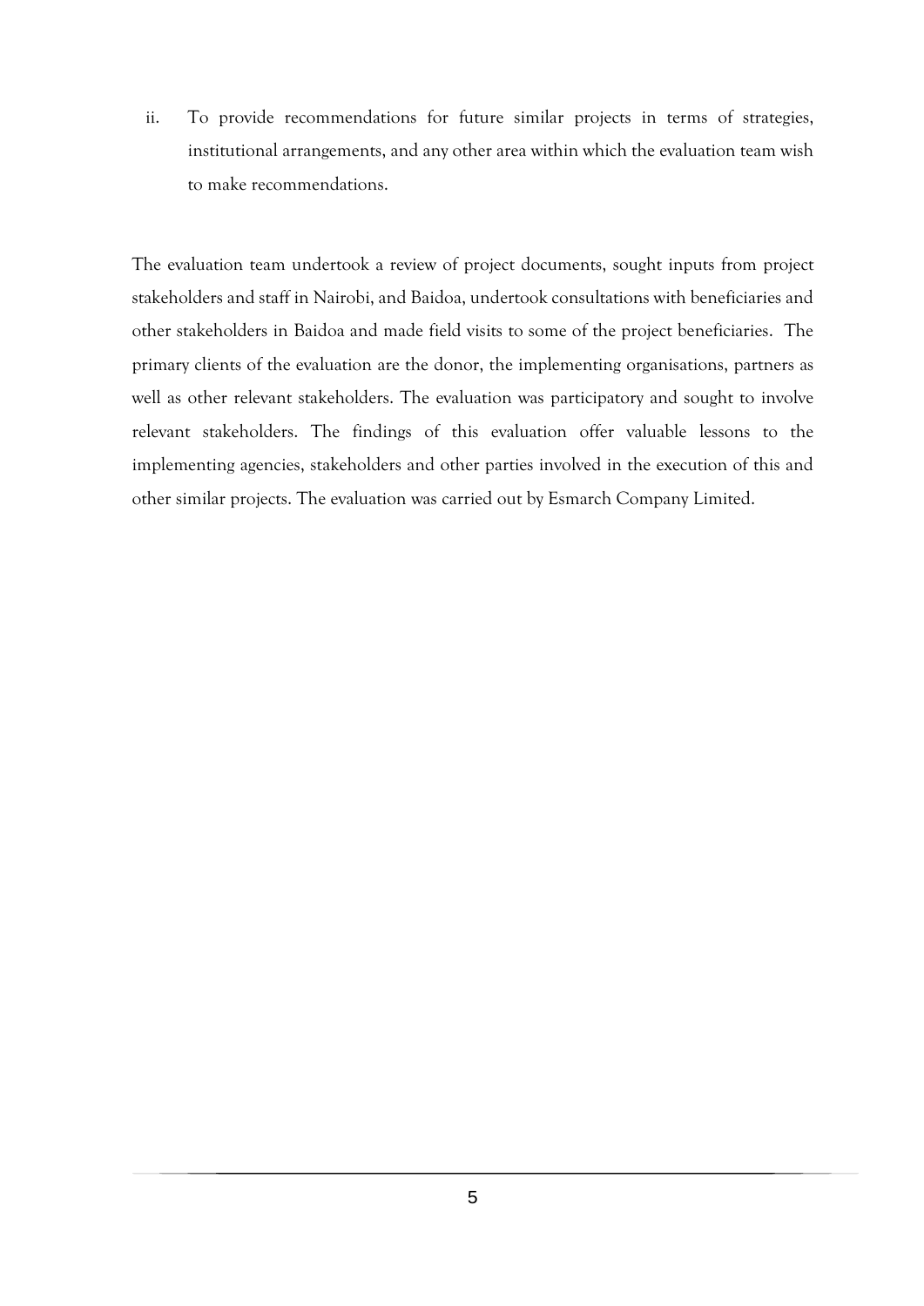ii. To provide recommendations for future similar projects in terms of strategies, institutional arrangements, and any other area within which the evaluation team wish to make recommendations.

The evaluation team undertook a review of project documents, sought inputs from project stakeholders and staff in Nairobi, and Baidoa, undertook consultations with beneficiaries and other stakeholders in Baidoa and made field visits to some of the project beneficiaries. The primary clients of the evaluation are the donor, the implementing organisations, partners as well as other relevant stakeholders. The evaluation was participatory and sought to involve relevant stakeholders. The findings of this evaluation offer valuable lessons to the implementing agencies, stakeholders and other parties involved in the execution of this and other similar projects. The evaluation was carried out by Esmarch Company Limited.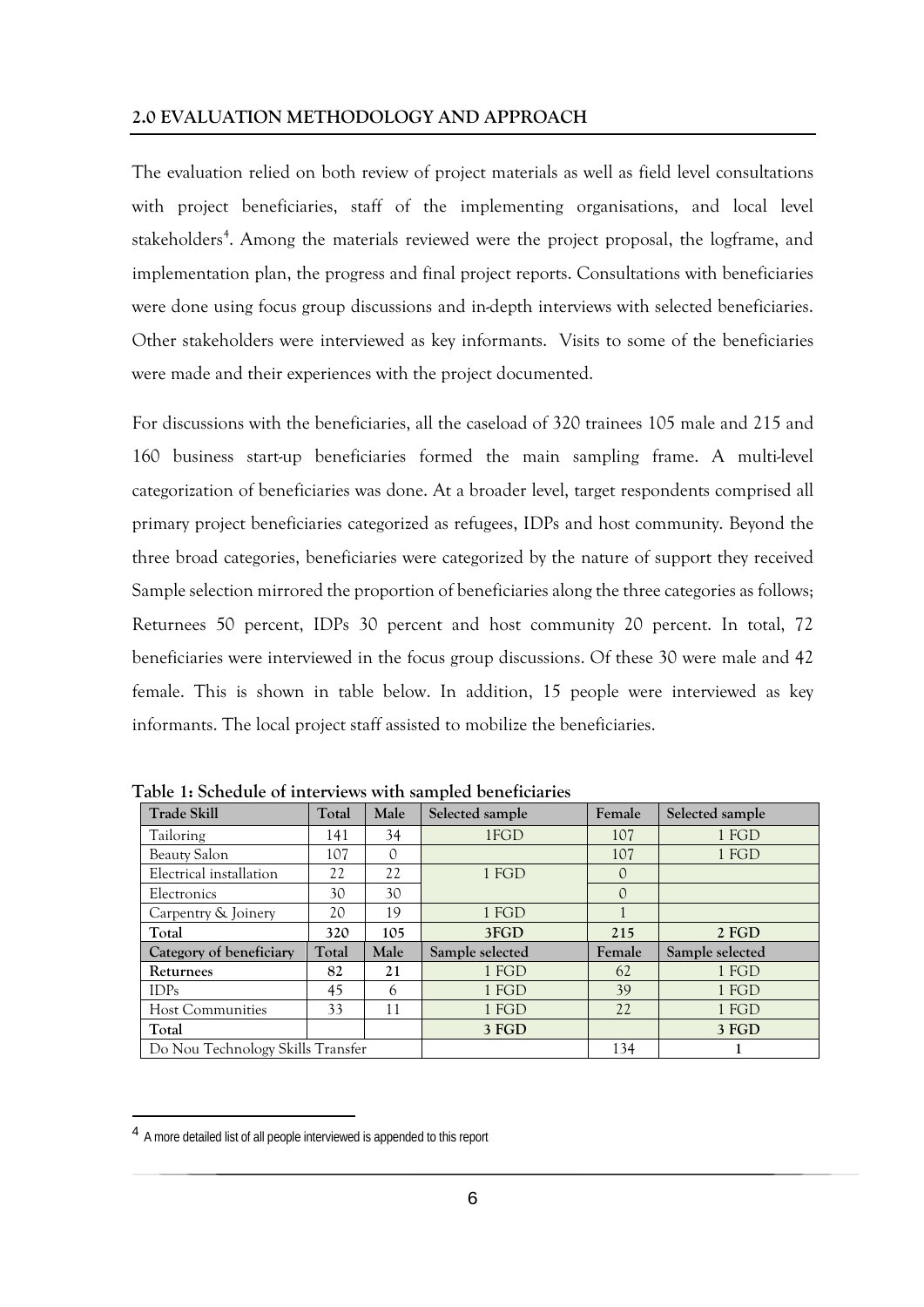## 2.0 EVALUATION METHODOLOGY AND APPROACH

The evaluation relied on both review of project materials as well as field level consultations with project beneficiaries, staff of the implementing organisations, and local level stakeholders[4]. Among the materials reviewed were the project proposal, the logframe, and implementation plan, the progress and final project reports. Consultations with beneficiaries were done using focus group discussions and in-depth interviews with selected beneficiaries. Other stakeholders were interviewed as key informants. Visits to some of the beneficiaries were made and their experiences with the project documented.

For discussions with the beneficiaries, all the caseload of 320 trainees 105 male and 215 and 160 business start-up beneficiaries formed the main sampling frame. A multi-level categorization of beneficiaries was done. At a broader level, target respondents comprised all primary project beneficiaries categorized as refugees, IDPs and host community. Beyond the three broad categories, beneficiaries were categorized by the nature of support they received Sample selection mirrored the proportion of beneficiaries along the three categories as follows; Returnees 50 percent, IDPs 30 percent and host community 20 percent. In total, 72 beneficiaries were interviewed in the focus group discussions. Of these 30 were male and 42 female. This is shown in table below. In addition, 15 people were interviewed as key informants. The local project staff assisted to mobilize the beneficiaries.

**Table 1: Schedule of interviews with sampled beneficiaries**

| Trade Skill | Total | Male | Selected sample | Female | Selected sample |
|---|---|---|---|---|---|
| Tailoring | 141 | 34 | 1FGD | 107 | 1 FGD |
| Beauty Salon | 107 | 0 | | 107 | 1 FGD |
| Electrical installation | 22 | 22 | 1 FGD | 0 | |
| Electronics | 30 | 30 | | 0 | |
| Carpentry & Joinery | 20 | 19 | 1 FGD | 1 | |
| **Total** | **320** | **105** | **3FGD** | **215** | **2 FGD** |
| **Category of beneficiary** | **Total** | **Male** | **Sample selected** | **Female** | **Sample selected** |
| **Returnees** | **82** | **21** | 1 FGD | 62 | 1 FGD |
| IDPs | 45 | 6 | 1 FGD | 39 | 1 FGD |
| Host Communities | 33 | 11 | 1 FGD | 22 | 1 FGD |
| **Total** | | | **3 FGD** | | **3 FGD** |
| Do Nou Technology Skills Transfer | | | | 134 | **1** |

[4] A more detailed list of all people interviewed is appended to this report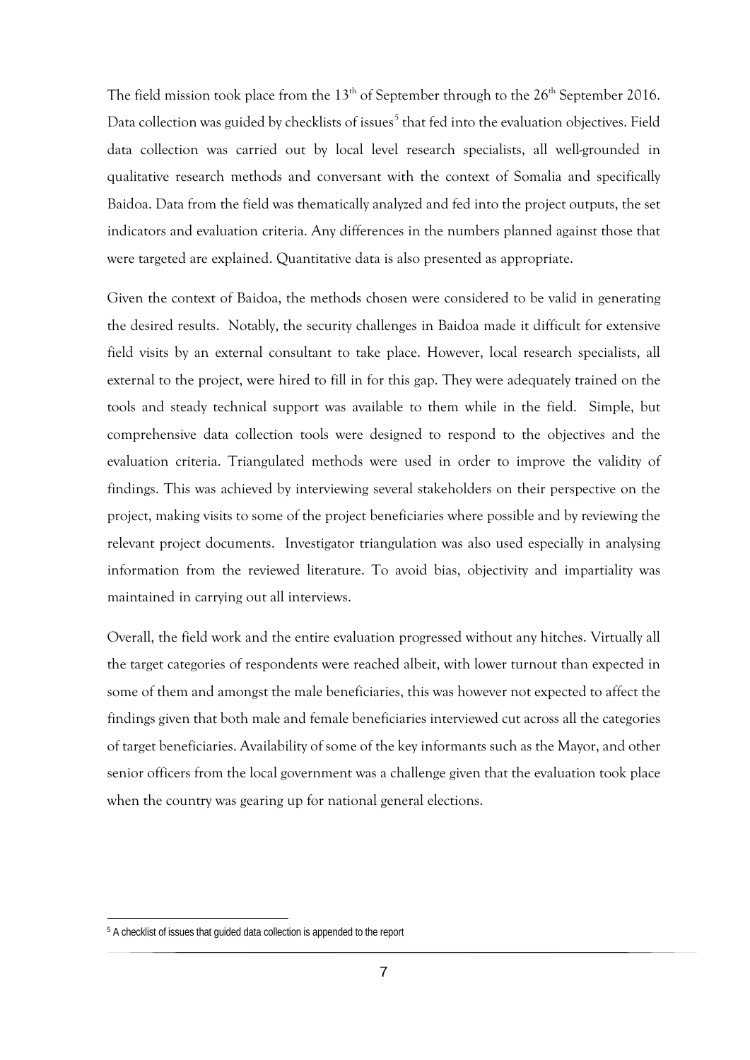The field mission took place from the 13th of September through to the 26th September 2016. Data collection was guided by checklists of issues[5] that fed into the evaluation objectives. Field data collection was carried out by local level research specialists, all well-grounded in qualitative research methods and conversant with the context of Somalia and specifically Baidoa. Data from the field was thematically analyzed and fed into the project outputs, the set indicators and evaluation criteria. Any differences in the numbers planned against those that were targeted are explained. Quantitative data is also presented as appropriate.

Given the context of Baidoa, the methods chosen were considered to be valid in generating the desired results. Notably, the security challenges in Baidoa made it difficult for extensive field visits by an external consultant to take place. However, local research specialists, all external to the project, were hired to fill in for this gap. They were adequately trained on the tools and steady technical support was available to them while in the field. Simple, but comprehensive data collection tools were designed to respond to the objectives and the evaluation criteria. Triangulated methods were used in order to improve the validity of findings. This was achieved by interviewing several stakeholders on their perspective on the project, making visits to some of the project beneficiaries where possible and by reviewing the relevant project documents. Investigator triangulation was also used especially in analysing information from the reviewed literature. To avoid bias, objectivity and impartiality was maintained in carrying out all interviews.

Overall, the field work and the entire evaluation progressed without any hitches. Virtually all the target categories of respondents were reached albeit, with lower turnout than expected in some of them and amongst the male beneficiaries, this was however not expected to affect the findings given that both male and female beneficiaries interviewed cut across all the categories of target beneficiaries. Availability of some of the key informants such as the Mayor, and other senior officers from the local government was a challenge given that the evaluation took place when the country was gearing up for national general elections.

[5] A checklist of issues that guided data collection is appended to the report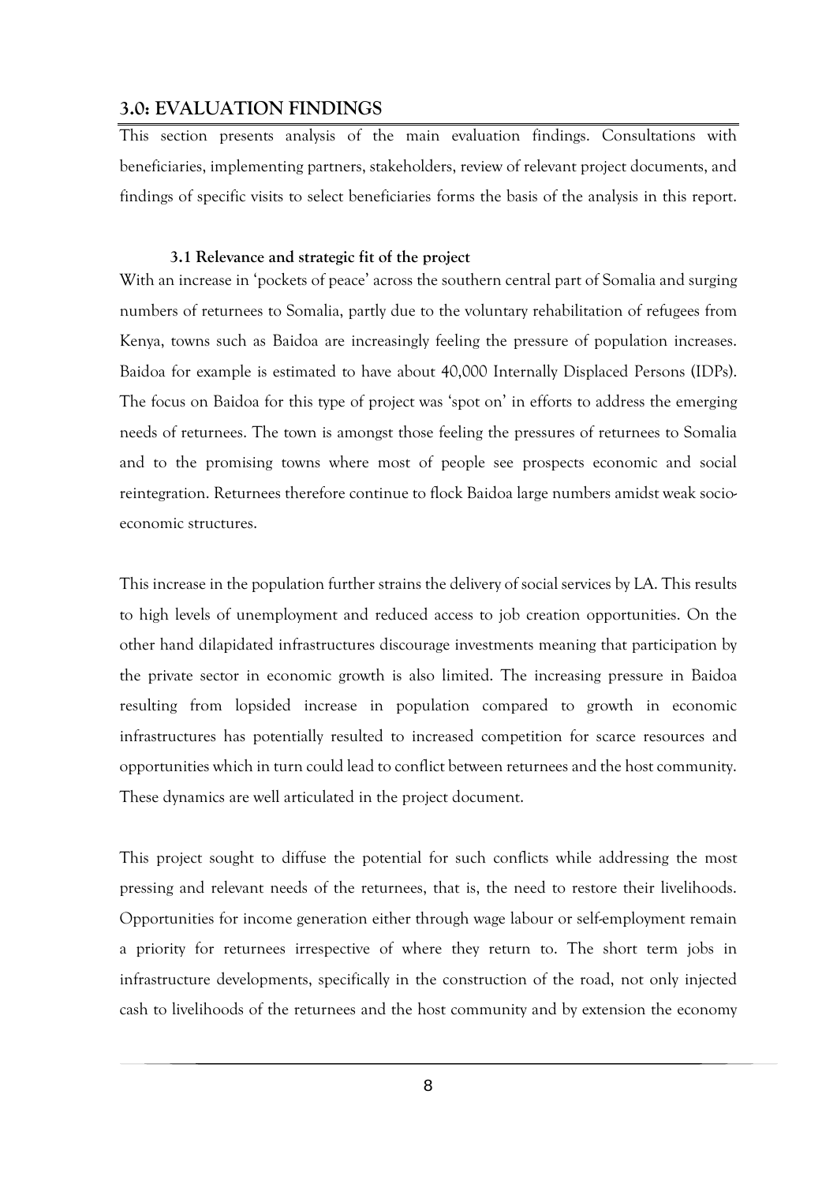## 3.0: EVALUATION FINDINGS

This section presents analysis of the main evaluation findings. Consultations with beneficiaries, implementing partners, stakeholders, review of relevant project documents, and findings of specific visits to select beneficiaries forms the basis of the analysis in this report.

### 3.1 Relevance and strategic fit of the project

With an increase in 'pockets of peace' across the southern central part of Somalia and surging numbers of returnees to Somalia, partly due to the voluntary rehabilitation of refugees from Kenya, towns such as Baidoa are increasingly feeling the pressure of population increases. Baidoa for example is estimated to have about 40,000 Internally Displaced Persons (IDPs). The focus on Baidoa for this type of project was 'spot on' in efforts to address the emerging needs of returnees. The town is amongst those feeling the pressures of returnees to Somalia and to the promising towns where most of people see prospects economic and social reintegration. Returnees therefore continue to flock Baidoa large numbers amidst weak socio-economic structures.

This increase in the population further strains the delivery of social services by LA. This results to high levels of unemployment and reduced access to job creation opportunities. On the other hand dilapidated infrastructures discourage investments meaning that participation by the private sector in economic growth is also limited. The increasing pressure in Baidoa resulting from lopsided increase in population compared to growth in economic infrastructures has potentially resulted to increased competition for scarce resources and opportunities which in turn could lead to conflict between returnees and the host community. These dynamics are well articulated in the project document.

This project sought to diffuse the potential for such conflicts while addressing the most pressing and relevant needs of the returnees, that is, the need to restore their livelihoods. Opportunities for income generation either through wage labour or self-employment remain a priority for returnees irrespective of where they return to. The short term jobs in infrastructure developments, specifically in the construction of the road, not only injected cash to livelihoods of the returnees and the host community and by extension the economy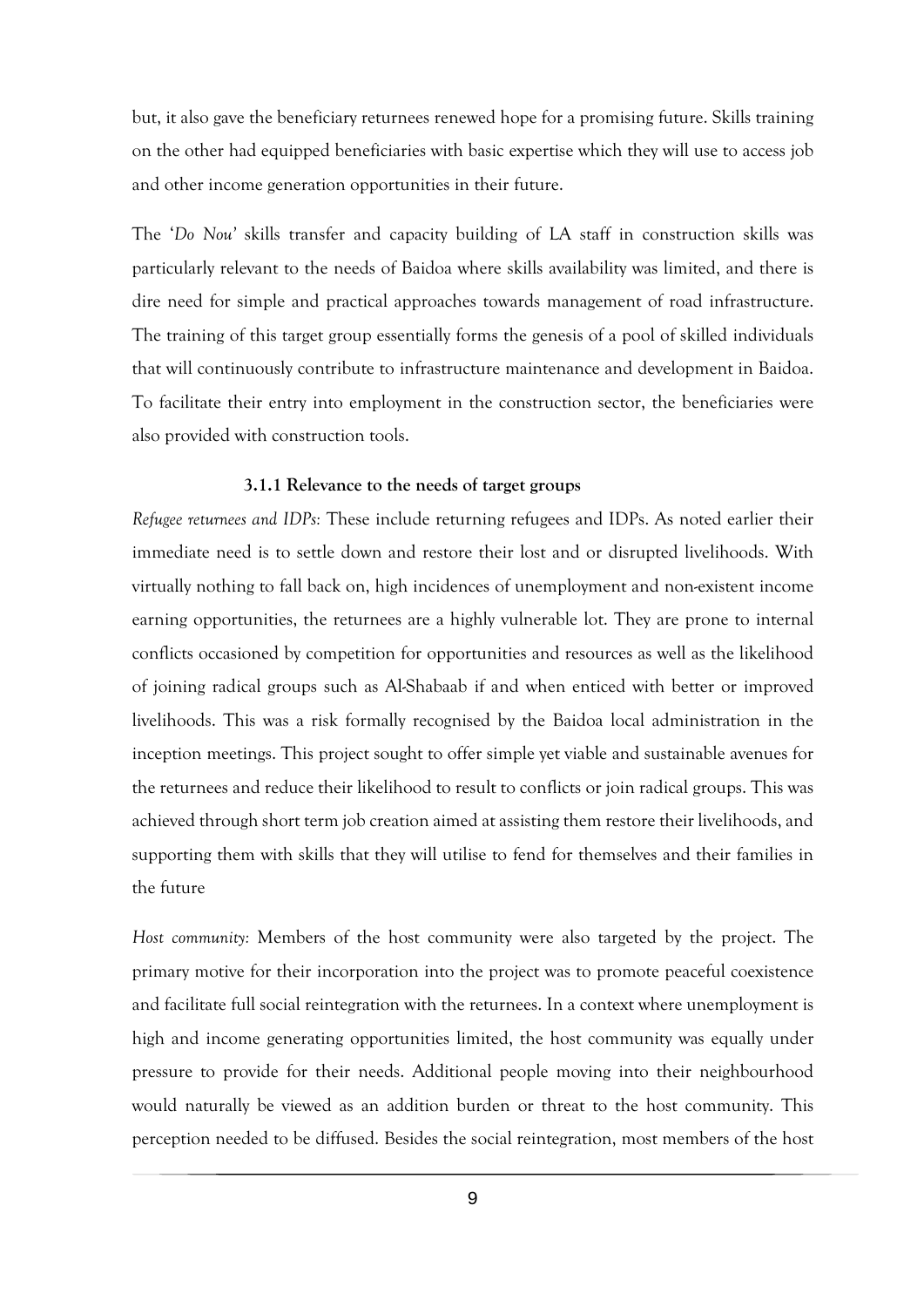but, it also gave the beneficiary returnees renewed hope for a promising future. Skills training on the other had equipped beneficiaries with basic expertise which they will use to access job and other income generation opportunities in their future.

The '*Do Nou*' skills transfer and capacity building of LA staff in construction skills was particularly relevant to the needs of Baidoa where skills availability was limited, and there is dire need for simple and practical approaches towards management of road infrastructure. The training of this target group essentially forms the genesis of a pool of skilled individuals that will continuously contribute to infrastructure maintenance and development in Baidoa. To facilitate their entry into employment in the construction sector, the beneficiaries were also provided with construction tools.

### 3.1.1 Relevance to the needs of target groups

*Refugee returnees and IDPs:* These include returning refugees and IDPs. As noted earlier their immediate need is to settle down and restore their lost and or disrupted livelihoods. With virtually nothing to fall back on, high incidences of unemployment and non-existent income earning opportunities, the returnees are a highly vulnerable lot. They are prone to internal conflicts occasioned by competition for opportunities and resources as well as the likelihood of joining radical groups such as Al-Shabaab if and when enticed with better or improved livelihoods. This was a risk formally recognised by the Baidoa local administration in the inception meetings. This project sought to offer simple yet viable and sustainable avenues for the returnees and reduce their likelihood to result to conflicts or join radical groups. This was achieved through short term job creation aimed at assisting them restore their livelihoods, and supporting them with skills that they will utilise to fend for themselves and their families in the future

*Host community:* Members of the host community were also targeted by the project. The primary motive for their incorporation into the project was to promote peaceful coexistence and facilitate full social reintegration with the returnees. In a context where unemployment is high and income generating opportunities limited, the host community was equally under pressure to provide for their needs. Additional people moving into their neighbourhood would naturally be viewed as an addition burden or threat to the host community. This perception needed to be diffused. Besides the social reintegration, most members of the host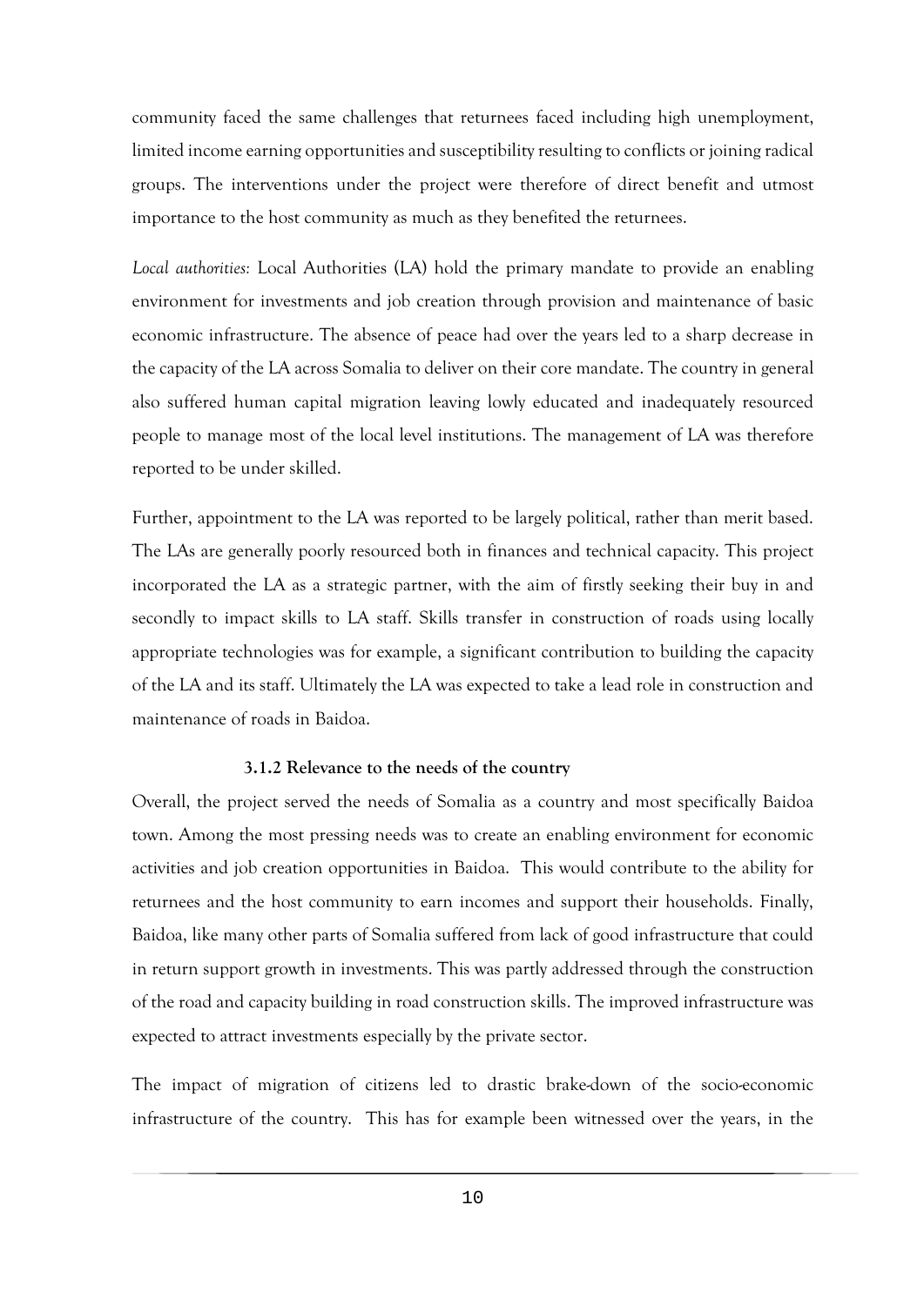community faced the same challenges that returnees faced including high unemployment, limited income earning opportunities and susceptibility resulting to conflicts or joining radical groups. The interventions under the project were therefore of direct benefit and utmost importance to the host community as much as they benefited the returnees.

*Local authorities:* Local Authorities (LA) hold the primary mandate to provide an enabling environment for investments and job creation through provision and maintenance of basic economic infrastructure. The absence of peace had over the years led to a sharp decrease in the capacity of the LA across Somalia to deliver on their core mandate. The country in general also suffered human capital migration leaving lowly educated and inadequately resourced people to manage most of the local level institutions. The management of LA was therefore reported to be under skilled.

Further, appointment to the LA was reported to be largely political, rather than merit based. The LAs are generally poorly resourced both in finances and technical capacity. This project incorporated the LA as a strategic partner, with the aim of firstly seeking their buy in and secondly to impact skills to LA staff. Skills transfer in construction of roads using locally appropriate technologies was for example, a significant contribution to building the capacity of the LA and its staff. Ultimately the LA was expected to take a lead role in construction and maintenance of roads in Baidoa.

### 3.1.2 Relevance to the needs of the country

Overall, the project served the needs of Somalia as a country and most specifically Baidoa town. Among the most pressing needs was to create an enabling environment for economic activities and job creation opportunities in Baidoa. This would contribute to the ability for returnees and the host community to earn incomes and support their households. Finally, Baidoa, like many other parts of Somalia suffered from lack of good infrastructure that could in return support growth in investments. This was partly addressed through the construction of the road and capacity building in road construction skills. The improved infrastructure was expected to attract investments especially by the private sector.

The impact of migration of citizens led to drastic brake-down of the socio-economic infrastructure of the country. This has for example been witnessed over the years, in the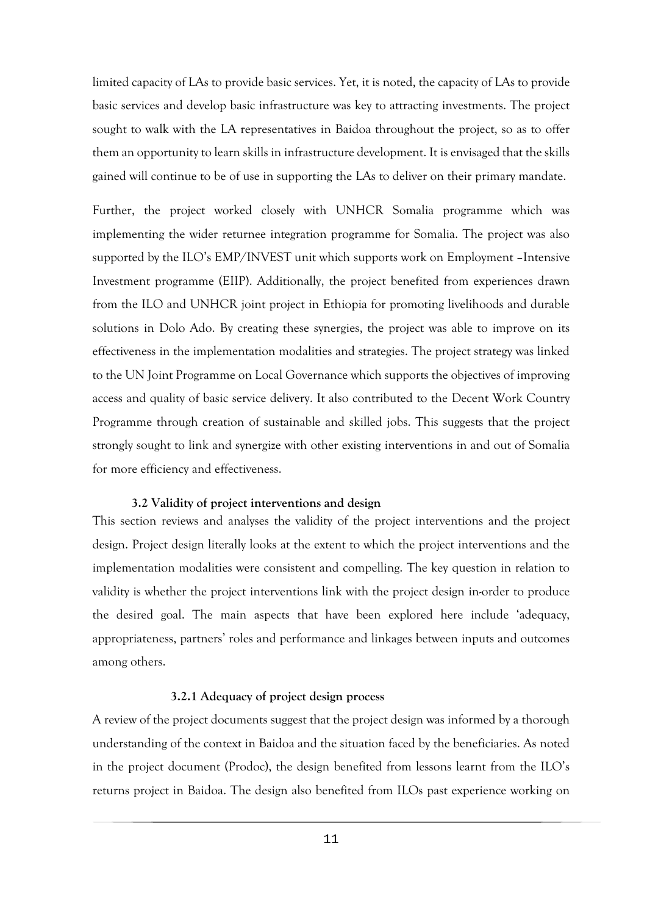limited capacity of LAs to provide basic services. Yet, it is noted, the capacity of LAs to provide basic services and develop basic infrastructure was key to attracting investments. The project sought to walk with the LA representatives in Baidoa throughout the project, so as to offer them an opportunity to learn skills in infrastructure development. It is envisaged that the skills gained will continue to be of use in supporting the LAs to deliver on their primary mandate.

Further, the project worked closely with UNHCR Somalia programme which was implementing the wider returnee integration programme for Somalia. The project was also supported by the ILO's EMP/INVEST unit which supports work on Employment –Intensive Investment programme (EIIP). Additionally, the project benefited from experiences drawn from the ILO and UNHCR joint project in Ethiopia for promoting livelihoods and durable solutions in Dolo Ado. By creating these synergies, the project was able to improve on its effectiveness in the implementation modalities and strategies. The project strategy was linked to the UN Joint Programme on Local Governance which supports the objectives of improving access and quality of basic service delivery. It also contributed to the Decent Work Country Programme through creation of sustainable and skilled jobs. This suggests that the project strongly sought to link and synergize with other existing interventions in and out of Somalia for more efficiency and effectiveness.

### 3.2 Validity of project interventions and design

This section reviews and analyses the validity of the project interventions and the project design. Project design literally looks at the extent to which the project interventions and the implementation modalities were consistent and compelling. The key question in relation to validity is whether the project interventions link with the project design in-order to produce the desired goal. The main aspects that have been explored here include 'adequacy, appropriateness, partners' roles and performance and linkages between inputs and outcomes among others.

#### 3.2.1 Adequacy of project design process

A review of the project documents suggest that the project design was informed by a thorough understanding of the context in Baidoa and the situation faced by the beneficiaries. As noted in the project document (Prodoc), the design benefited from lessons learnt from the ILO's returns project in Baidoa. The design also benefited from ILOs past experience working on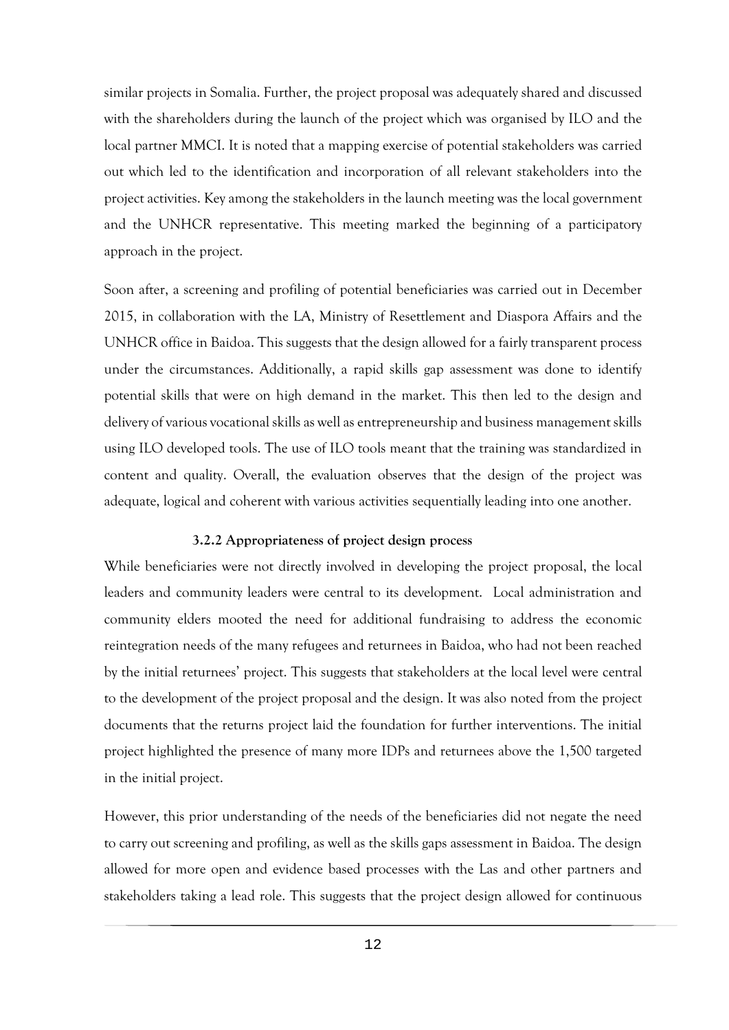similar projects in Somalia. Further, the project proposal was adequately shared and discussed with the shareholders during the launch of the project which was organised by ILO and the local partner MMCI. It is noted that a mapping exercise of potential stakeholders was carried out which led to the identification and incorporation of all relevant stakeholders into the project activities. Key among the stakeholders in the launch meeting was the local government and the UNHCR representative. This meeting marked the beginning of a participatory approach in the project.

Soon after, a screening and profiling of potential beneficiaries was carried out in December 2015, in collaboration with the LA, Ministry of Resettlement and Diaspora Affairs and the UNHCR office in Baidoa. This suggests that the design allowed for a fairly transparent process under the circumstances. Additionally, a rapid skills gap assessment was done to identify potential skills that were on high demand in the market. This then led to the design and delivery of various vocational skills as well as entrepreneurship and business management skills using ILO developed tools. The use of ILO tools meant that the training was standardized in content and quality. Overall, the evaluation observes that the design of the project was adequate, logical and coherent with various activities sequentially leading into one another.

### 3.2.2 Appropriateness of project design process

While beneficiaries were not directly involved in developing the project proposal, the local leaders and community leaders were central to its development. Local administration and community elders mooted the need for additional fundraising to address the economic reintegration needs of the many refugees and returnees in Baidoa, who had not been reached by the initial returnees' project. This suggests that stakeholders at the local level were central to the development of the project proposal and the design. It was also noted from the project documents that the returns project laid the foundation for further interventions. The initial project highlighted the presence of many more IDPs and returnees above the 1,500 targeted in the initial project.

However, this prior understanding of the needs of the beneficiaries did not negate the need to carry out screening and profiling, as well as the skills gaps assessment in Baidoa. The design allowed for more open and evidence based processes with the Las and other partners and stakeholders taking a lead role. This suggests that the project design allowed for continuous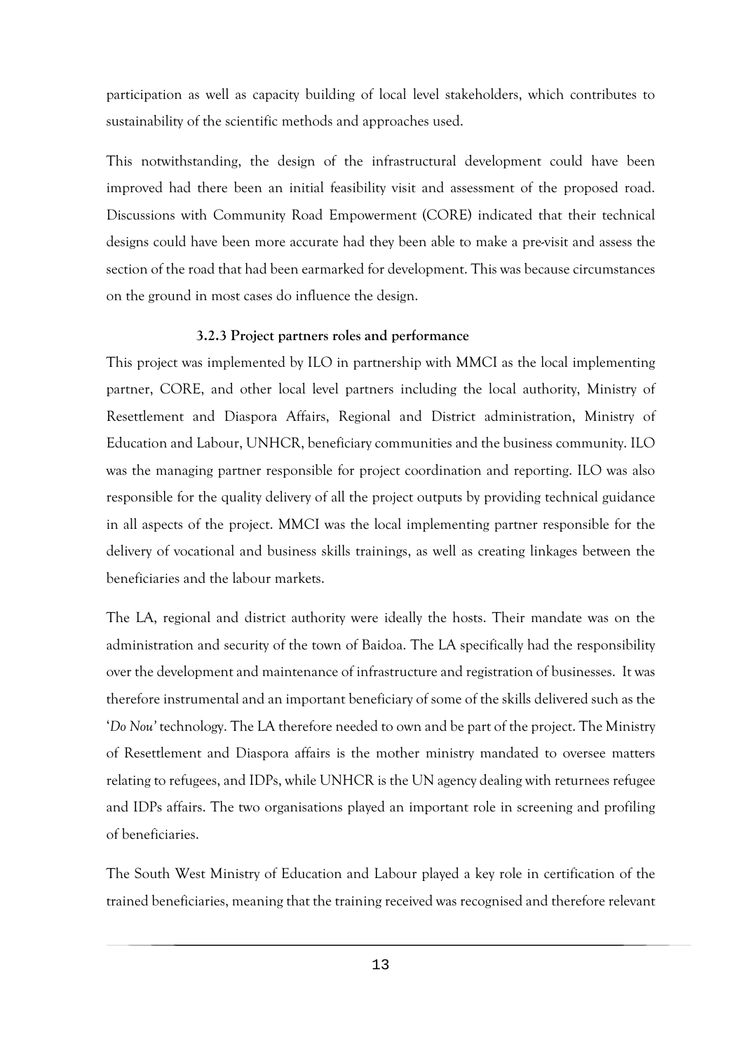participation as well as capacity building of local level stakeholders, which contributes to sustainability of the scientific methods and approaches used.

This notwithstanding, the design of the infrastructural development could have been improved had there been an initial feasibility visit and assessment of the proposed road. Discussions with Community Road Empowerment (CORE) indicated that their technical designs could have been more accurate had they been able to make a pre-visit and assess the section of the road that had been earmarked for development. This was because circumstances on the ground in most cases do influence the design.

### 3.2.3 Project partners roles and performance

This project was implemented by ILO in partnership with MMCI as the local implementing partner, CORE, and other local level partners including the local authority, Ministry of Resettlement and Diaspora Affairs, Regional and District administration, Ministry of Education and Labour, UNHCR, beneficiary communities and the business community. ILO was the managing partner responsible for project coordination and reporting. ILO was also responsible for the quality delivery of all the project outputs by providing technical guidance in all aspects of the project. MMCI was the local implementing partner responsible for the delivery of vocational and business skills trainings, as well as creating linkages between the beneficiaries and the labour markets.

The LA, regional and district authority were ideally the hosts. Their mandate was on the administration and security of the town of Baidoa. The LA specifically had the responsibility over the development and maintenance of infrastructure and registration of businesses. It was therefore instrumental and an important beneficiary of some of the skills delivered such as the '*Do Nou'* technology. The LA therefore needed to own and be part of the project. The Ministry of Resettlement and Diaspora affairs is the mother ministry mandated to oversee matters relating to refugees, and IDPs, while UNHCR is the UN agency dealing with returnees refugee and IDPs affairs. The two organisations played an important role in screening and profiling of beneficiaries.

The South West Ministry of Education and Labour played a key role in certification of the trained beneficiaries, meaning that the training received was recognised and therefore relevant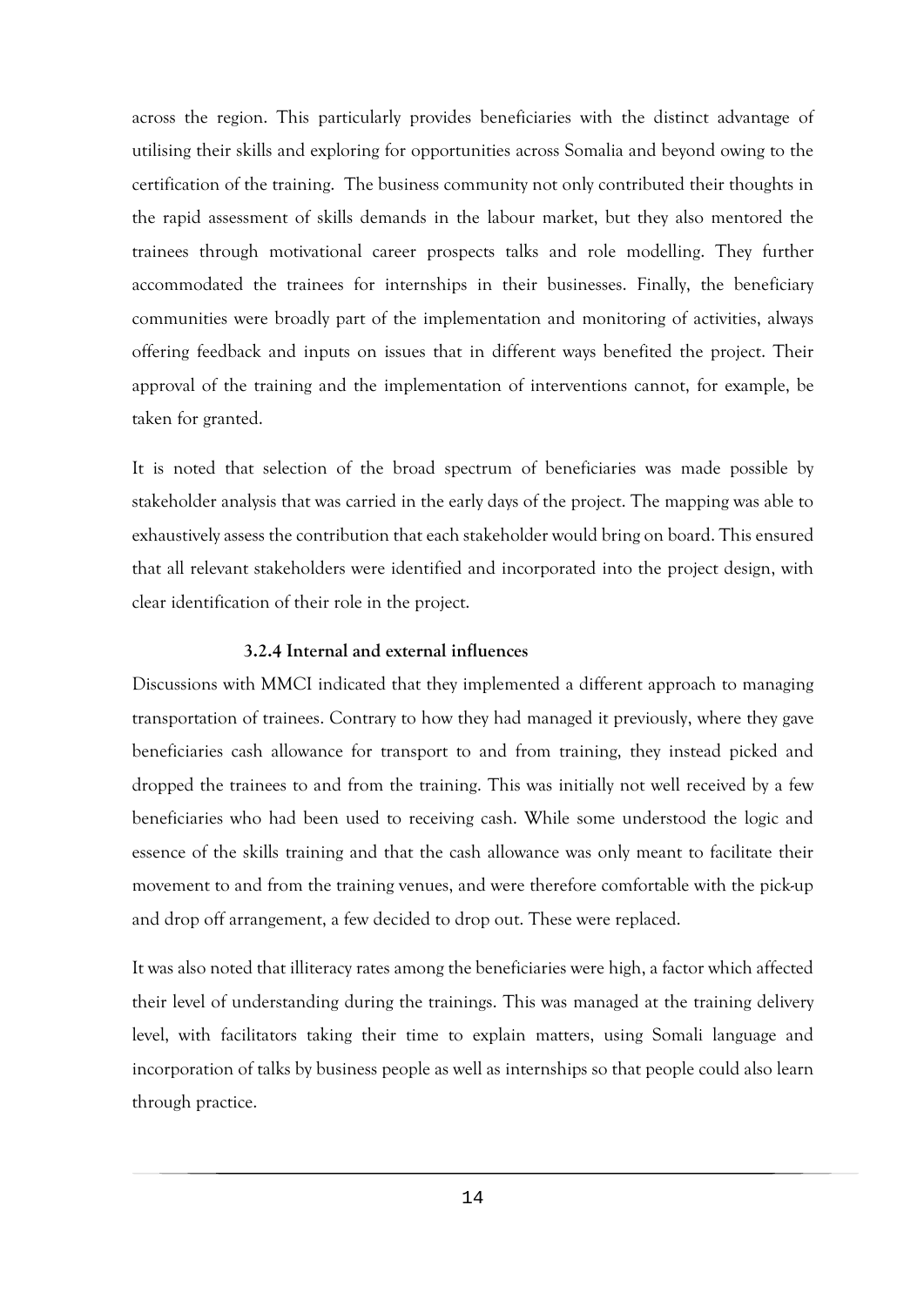across the region. This particularly provides beneficiaries with the distinct advantage of utilising their skills and exploring for opportunities across Somalia and beyond owing to the certification of the training. The business community not only contributed their thoughts in the rapid assessment of skills demands in the labour market, but they also mentored the trainees through motivational career prospects talks and role modelling. They further accommodated the trainees for internships in their businesses. Finally, the beneficiary communities were broadly part of the implementation and monitoring of activities, always offering feedback and inputs on issues that in different ways benefited the project. Their approval of the training and the implementation of interventions cannot, for example, be taken for granted.

It is noted that selection of the broad spectrum of beneficiaries was made possible by stakeholder analysis that was carried in the early days of the project. The mapping was able to exhaustively assess the contribution that each stakeholder would bring on board. This ensured that all relevant stakeholders were identified and incorporated into the project design, with clear identification of their role in the project.

#### 3.2.4 Internal and external influences

Discussions with MMCI indicated that they implemented a different approach to managing transportation of trainees. Contrary to how they had managed it previously, where they gave beneficiaries cash allowance for transport to and from training, they instead picked and dropped the trainees to and from the training. This was initially not well received by a few beneficiaries who had been used to receiving cash. While some understood the logic and essence of the skills training and that the cash allowance was only meant to facilitate their movement to and from the training venues, and were therefore comfortable with the pick-up and drop off arrangement, a few decided to drop out. These were replaced.

It was also noted that illiteracy rates among the beneficiaries were high, a factor which affected their level of understanding during the trainings. This was managed at the training delivery level, with facilitators taking their time to explain matters, using Somali language and incorporation of talks by business people as well as internships so that people could also learn through practice.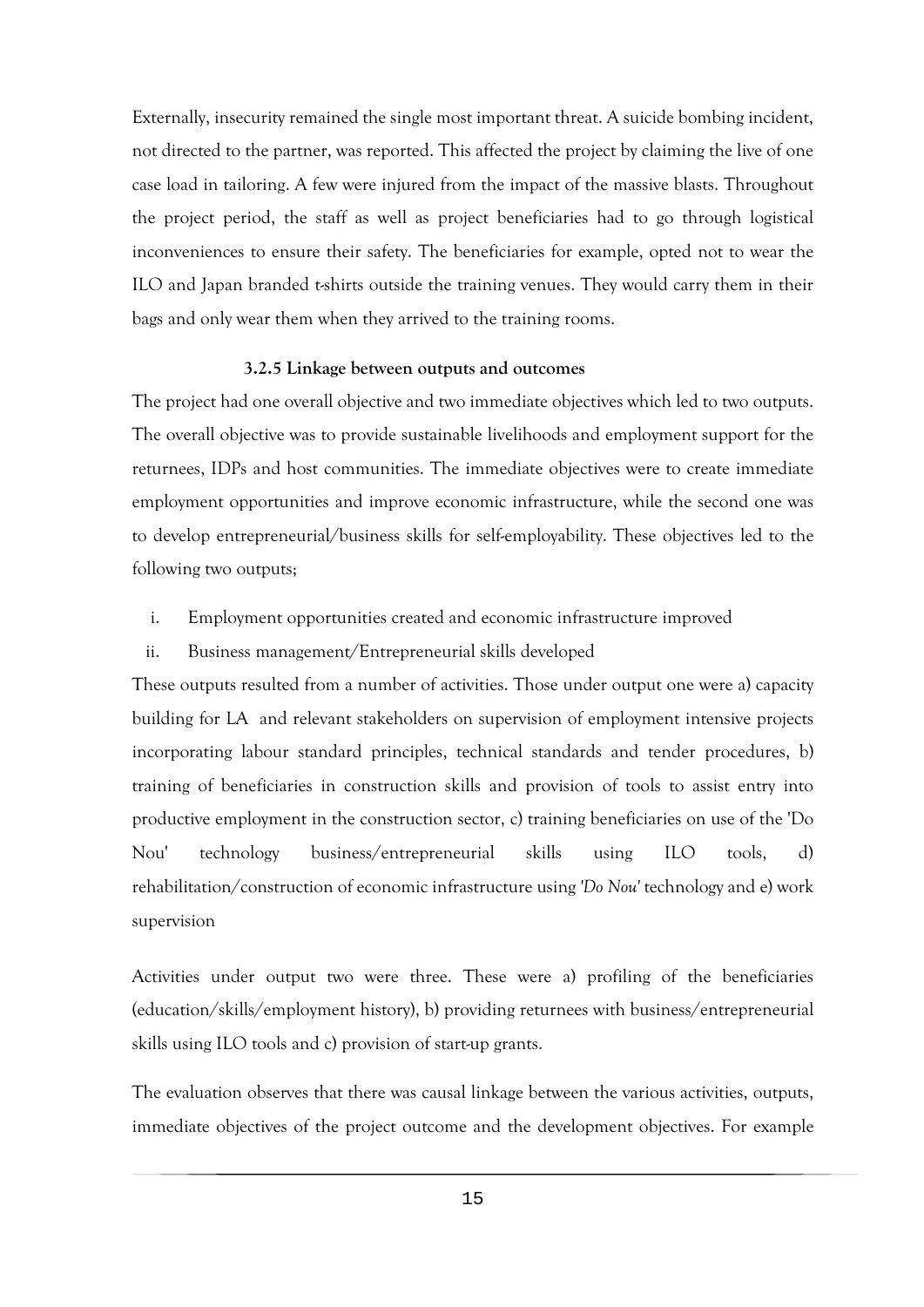Externally, insecurity remained the single most important threat. A suicide bombing incident, not directed to the partner, was reported. This affected the project by claiming the live of one case load in tailoring. A few were injured from the impact of the massive blasts. Throughout the project period, the staff as well as project beneficiaries had to go through logistical inconveniences to ensure their safety. The beneficiaries for example, opted not to wear the ILO and Japan branded t-shirts outside the training venues. They would carry them in their bags and only wear them when they arrived to the training rooms.

#### 3.2.5 Linkage between outputs and outcomes

The project had one overall objective and two immediate objectives which led to two outputs. The overall objective was to provide sustainable livelihoods and employment support for the returnees, IDPs and host communities. The immediate objectives were to create immediate employment opportunities and improve economic infrastructure, while the second one was to develop entrepreneurial/business skills for self-employability. These objectives led to the following two outputs;

i. Employment opportunities created and economic infrastructure improved
ii. Business management/Entrepreneurial skills developed

These outputs resulted from a number of activities. Those under output one were a) capacity building for LA and relevant stakeholders on supervision of employment intensive projects incorporating labour standard principles, technical standards and tender procedures, b) training of beneficiaries in construction skills and provision of tools to assist entry into productive employment in the construction sector, c) training beneficiaries on use of the 'Do Nou' technology business/entrepreneurial skills using ILO tools, d) rehabilitation/construction of economic infrastructure using *'Do Nou'* technology and e) work supervision

Activities under output two were three. These were a) profiling of the beneficiaries (education/skills/employment history), b) providing returnees with business/entrepreneurial skills using ILO tools and c) provision of start-up grants.

The evaluation observes that there was causal linkage between the various activities, outputs, immediate objectives of the project outcome and the development objectives. For example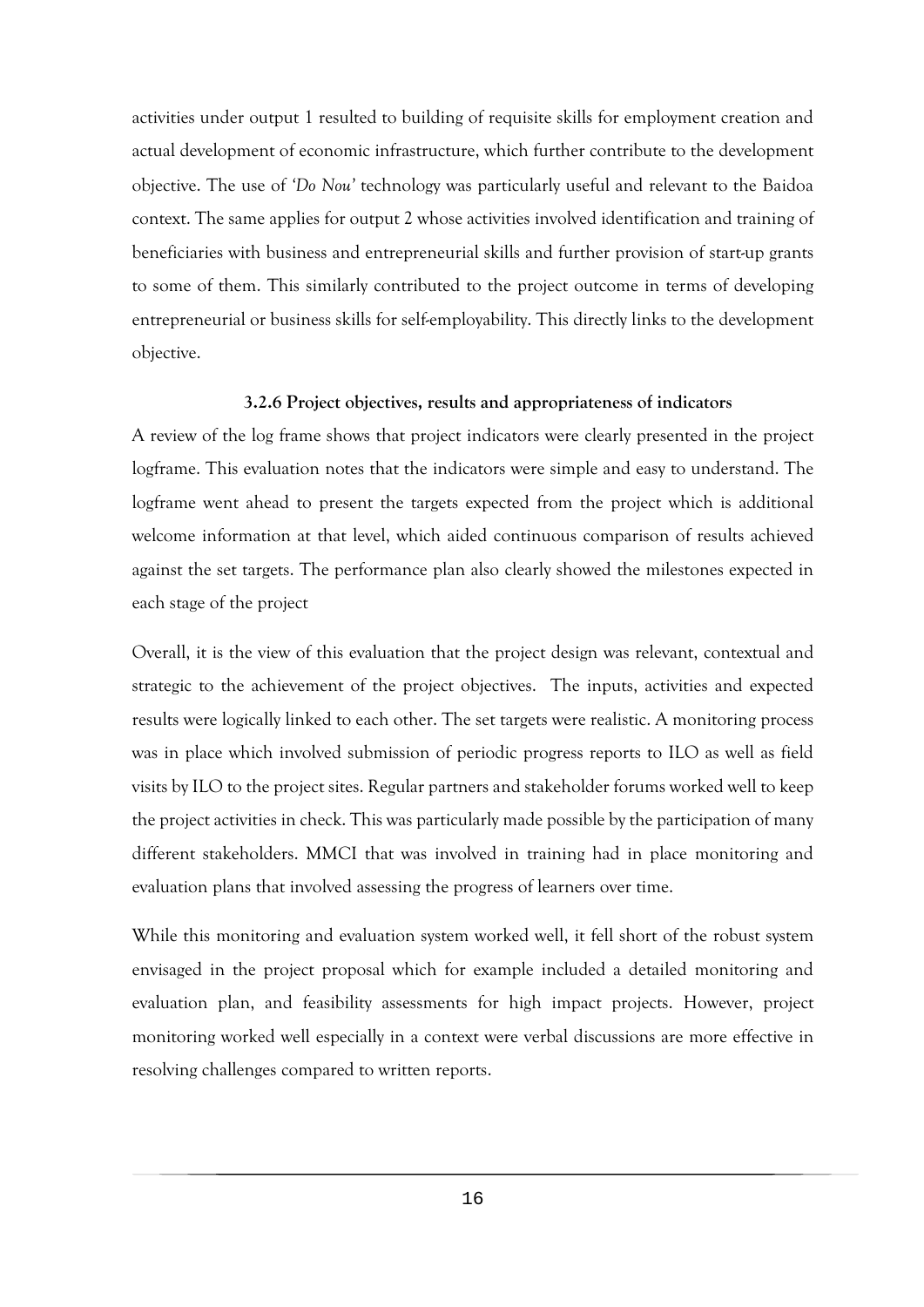activities under output 1 resulted to building of requisite skills for employment creation and actual development of economic infrastructure, which further contribute to the development objective. The use of *'Do Nou'* technology was particularly useful and relevant to the Baidoa context. The same applies for output 2 whose activities involved identification and training of beneficiaries with business and entrepreneurial skills and further provision of start-up grants to some of them. This similarly contributed to the project outcome in terms of developing entrepreneurial or business skills for self-employability. This directly links to the development objective.

#### 3.2.6 Project objectives, results and appropriateness of indicators

A review of the log frame shows that project indicators were clearly presented in the project logframe. This evaluation notes that the indicators were simple and easy to understand. The logframe went ahead to present the targets expected from the project which is additional welcome information at that level, which aided continuous comparison of results achieved against the set targets. The performance plan also clearly showed the milestones expected in each stage of the project

Overall, it is the view of this evaluation that the project design was relevant, contextual and strategic to the achievement of the project objectives. The inputs, activities and expected results were logically linked to each other. The set targets were realistic. A monitoring process was in place which involved submission of periodic progress reports to ILO as well as field visits by ILO to the project sites. Regular partners and stakeholder forums worked well to keep the project activities in check. This was particularly made possible by the participation of many different stakeholders. MMCI that was involved in training had in place monitoring and evaluation plans that involved assessing the progress of learners over time.

While this monitoring and evaluation system worked well, it fell short of the robust system envisaged in the project proposal which for example included a detailed monitoring and evaluation plan, and feasibility assessments for high impact projects. However, project monitoring worked well especially in a context were verbal discussions are more effective in resolving challenges compared to written reports.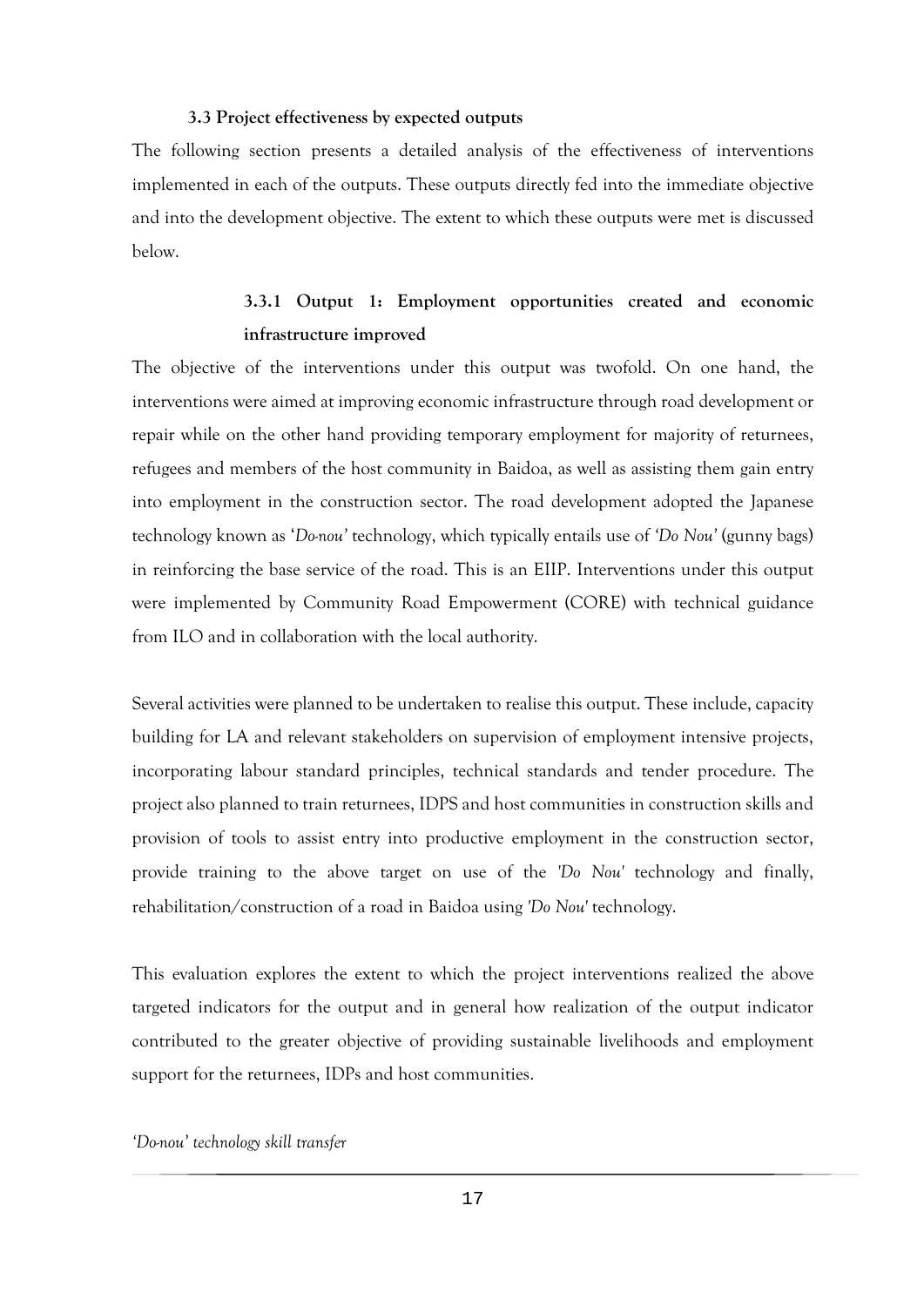### 3.3 Project effectiveness by expected outputs

The following section presents a detailed analysis of the effectiveness of interventions implemented in each of the outputs. These outputs directly fed into the immediate objective and into the development objective. The extent to which these outputs were met is discussed below.

#### 3.3.1 Output 1： Employment opportunities created and economic infrastructure improved

The objective of the interventions under this output was twofold. On one hand, the interventions were aimed at improving economic infrastructure through road development or repair while on the other hand providing temporary employment for majority of returnees, refugees and members of the host community in Baidoa, as well as assisting them gain entry into employment in the construction sector. The road development adopted the Japanese technology known as '*Do-nou'* technology, which typically entails use of *'Do Nou'* (gunny bags) in reinforcing the base service of the road. This is an EIIP. Interventions under this output were implemented by Community Road Empowerment (CORE) with technical guidance from ILO and in collaboration with the local authority.

Several activities were planned to be undertaken to realise this output. These include, capacity building for LA and relevant stakeholders on supervision of employment intensive projects, incorporating labour standard principles, technical standards and tender procedure. The project also planned to train returnees, IDPS and host communities in construction skills and provision of tools to assist entry into productive employment in the construction sector, provide training to the above target on use of the *'Do Nou'* technology and finally, rehabilitation/construction of a road in Baidoa using *'Do Nou'* technology.

This evaluation explores the extent to which the project interventions realized the above targeted indicators for the output and in general how realization of the output indicator contributed to the greater objective of providing sustainable livelihoods and employment support for the returnees, IDPs and host communities.

*'Do-nou' technology skill transfer*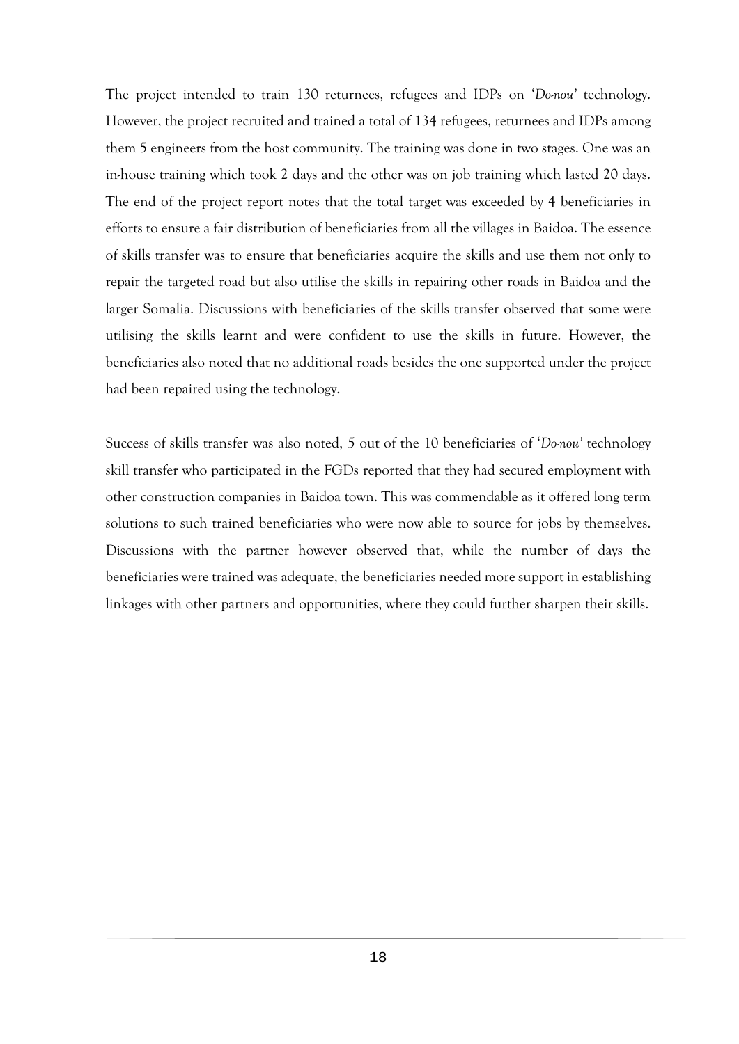The project intended to train 130 returnees, refugees and IDPs on '*Do-nou*' technology. However, the project recruited and trained a total of 134 refugees, returnees and IDPs among them 5 engineers from the host community. The training was done in two stages. One was an in-house training which took 2 days and the other was on job training which lasted 20 days. The end of the project report notes that the total target was exceeded by 4 beneficiaries in efforts to ensure a fair distribution of beneficiaries from all the villages in Baidoa. The essence of skills transfer was to ensure that beneficiaries acquire the skills and use them not only to repair the targeted road but also utilise the skills in repairing other roads in Baidoa and the larger Somalia. Discussions with beneficiaries of the skills transfer observed that some were utilising the skills learnt and were confident to use the skills in future. However, the beneficiaries also noted that no additional roads besides the one supported under the project had been repaired using the technology.

Success of skills transfer was also noted, 5 out of the 10 beneficiaries of '*Do-nou*' technology skill transfer who participated in the FGDs reported that they had secured employment with other construction companies in Baidoa town. This was commendable as it offered long term solutions to such trained beneficiaries who were now able to source for jobs by themselves. Discussions with the partner however observed that, while the number of days the beneficiaries were trained was adequate, the beneficiaries needed more support in establishing linkages with other partners and opportunities, where they could further sharpen their skills.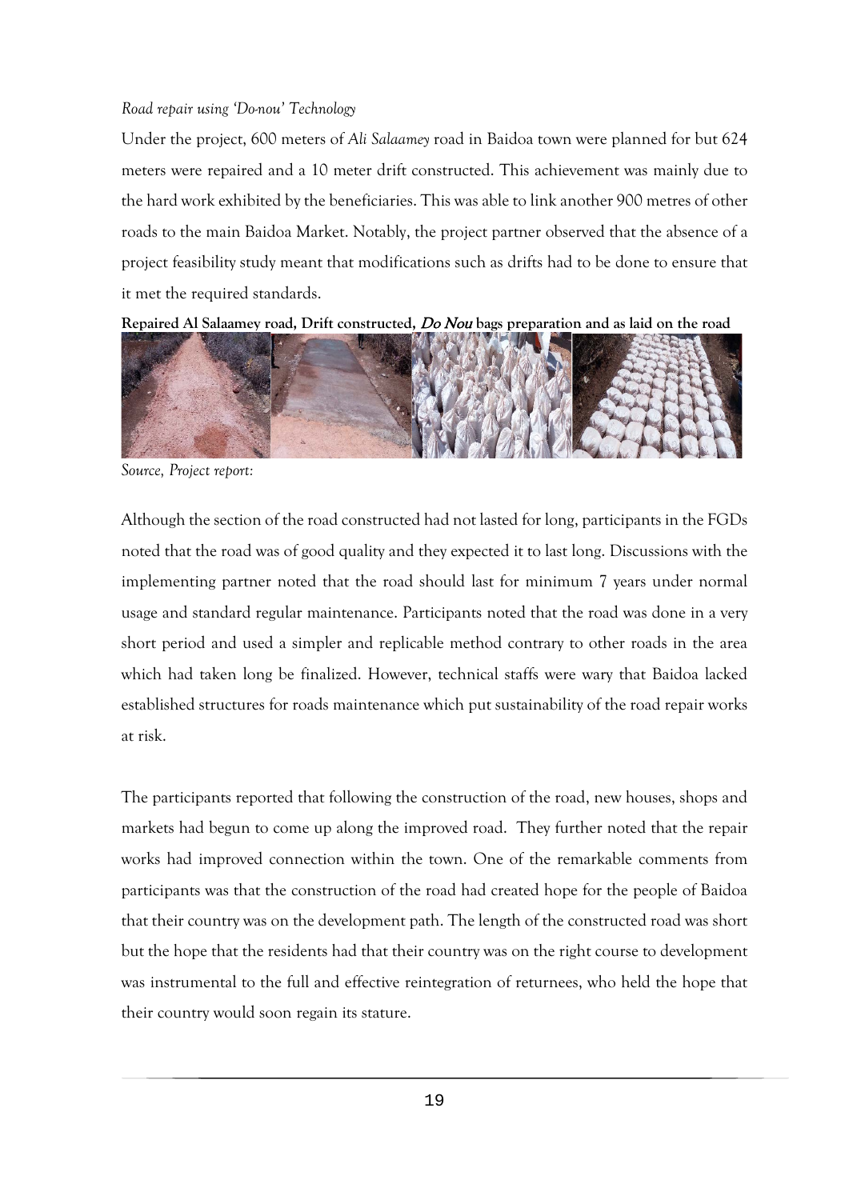*Road repair using 'Do-nou' Technology*

Under the project, 600 meters of *Ali Salaamey* road in Baidoa town were planned for but 624 meters were repaired and a 10 meter drift constructed. This achievement was mainly due to the hard work exhibited by the beneficiaries. This was able to link another 900 metres of other roads to the main Baidoa Market. Notably, the project partner observed that the absence of a project feasibility study meant that modifications such as drifts had to be done to ensure that it met the required standards.

**Repaired Al Salaamey road, Drift constructed, *Do Nou* bags preparation and as laid on the road**

*Source, Project report:*

Although the section of the road constructed had not lasted for long, participants in the FGDs noted that the road was of good quality and they expected it to last long. Discussions with the implementing partner noted that the road should last for minimum 7 years under normal usage and standard regular maintenance. Participants noted that the road was done in a very short period and used a simpler and replicable method contrary to other roads in the area which had taken long be finalized. However, technical staffs were wary that Baidoa lacked established structures for roads maintenance which put sustainability of the road repair works at risk.

The participants reported that following the construction of the road, new houses, shops and markets had begun to come up along the improved road. They further noted that the repair works had improved connection within the town. One of the remarkable comments from participants was that the construction of the road had created hope for the people of Baidoa that their country was on the development path. The length of the constructed road was short but the hope that the residents had that their country was on the right course to development was instrumental to the full and effective reintegration of returnees, who held the hope that their country would soon regain its stature.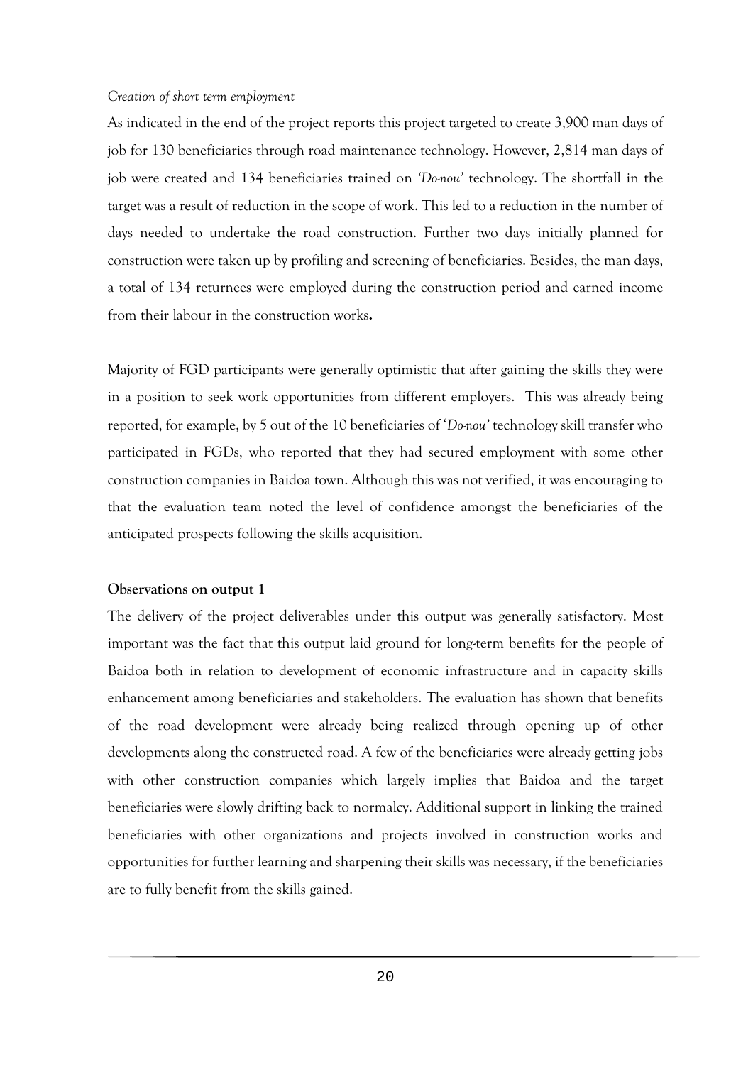*Creation of short term employment*

As indicated in the end of the project reports this project targeted to create 3,900 man days of job for 130 beneficiaries through road maintenance technology. However, 2,814 man days of job were created and 134 beneficiaries trained on *'Do-nou'* technology. The shortfall in the target was a result of reduction in the scope of work. This led to a reduction in the number of days needed to undertake the road construction. Further two days initially planned for construction were taken up by profiling and screening of beneficiaries. Besides, the man days, a total of 134 returnees were employed during the construction period and earned income from their labour in the construction works**.**

Majority of FGD participants were generally optimistic that after gaining the skills they were in a position to seek work opportunities from different employers. This was already being reported, for example, by 5 out of the 10 beneficiaries of '*Do-nou'* technology skill transfer who participated in FGDs, who reported that they had secured employment with some other construction companies in Baidoa town. Although this was not verified, it was encouraging to that the evaluation team noted the level of confidence amongst the beneficiaries of the anticipated prospects following the skills acquisition.

**Observations on output 1**

The delivery of the project deliverables under this output was generally satisfactory. Most important was the fact that this output laid ground for long-term benefits for the people of Baidoa both in relation to development of economic infrastructure and in capacity skills enhancement among beneficiaries and stakeholders. The evaluation has shown that benefits of the road development were already being realized through opening up of other developments along the constructed road. A few of the beneficiaries were already getting jobs with other construction companies which largely implies that Baidoa and the target beneficiaries were slowly drifting back to normalcy. Additional support in linking the trained beneficiaries with other organizations and projects involved in construction works and opportunities for further learning and sharpening their skills was necessary, if the beneficiaries are to fully benefit from the skills gained.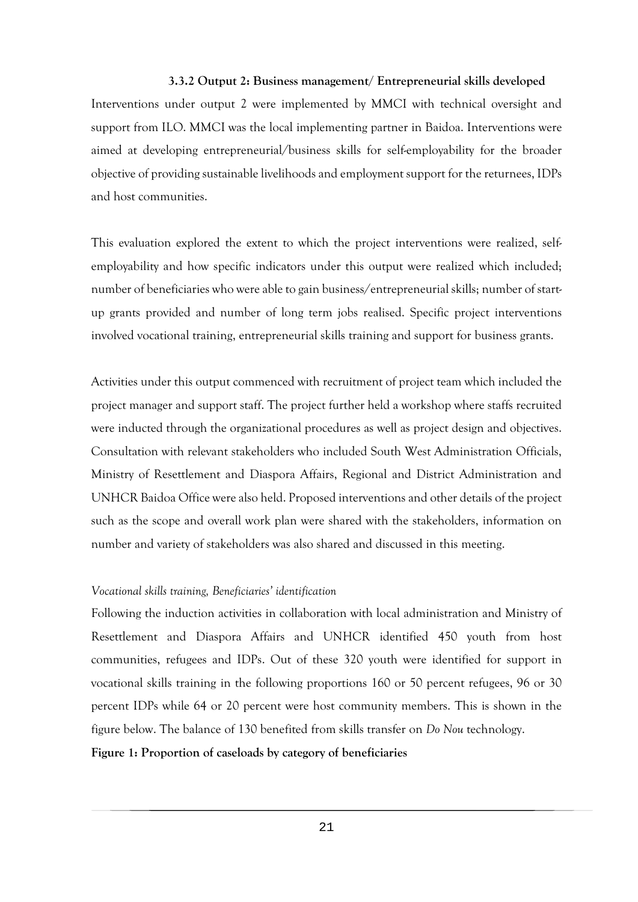### 3.3.2 Output 2: Business management/ Entrepreneurial skills developed

Interventions under output 2 were implemented by MMCI with technical oversight and support from ILO. MMCI was the local implementing partner in Baidoa. Interventions were aimed at developing entrepreneurial/business skills for self-employability for the broader objective of providing sustainable livelihoods and employment support for the returnees, IDPs and host communities.

This evaluation explored the extent to which the project interventions were realized, self-employability and how specific indicators under this output were realized which included; number of beneficiaries who were able to gain business/entrepreneurial skills; number of start-up grants provided and number of long term jobs realised. Specific project interventions involved vocational training, entrepreneurial skills training and support for business grants.

Activities under this output commenced with recruitment of project team which included the project manager and support staff. The project further held a workshop where staffs recruited were inducted through the organizational procedures as well as project design and objectives. Consultation with relevant stakeholders who included South West Administration Officials, Ministry of Resettlement and Diaspora Affairs, Regional and District Administration and UNHCR Baidoa Office were also held. Proposed interventions and other details of the project such as the scope and overall work plan were shared with the stakeholders, information on number and variety of stakeholders was also shared and discussed in this meeting.

*Vocational skills training, Beneficiaries' identification*

Following the induction activities in collaboration with local administration and Ministry of Resettlement and Diaspora Affairs and UNHCR identified 450 youth from host communities, refugees and IDPs. Out of these 320 youth were identified for support in vocational skills training in the following proportions 160 or 50 percent refugees, 96 or 30 percent IDPs while 64 or 20 percent were host community members. This is shown in the figure below. The balance of 130 benefited from skills transfer on *Do Nou* technology.

**Figure 1: Proportion of caseloads by category of beneficiaries**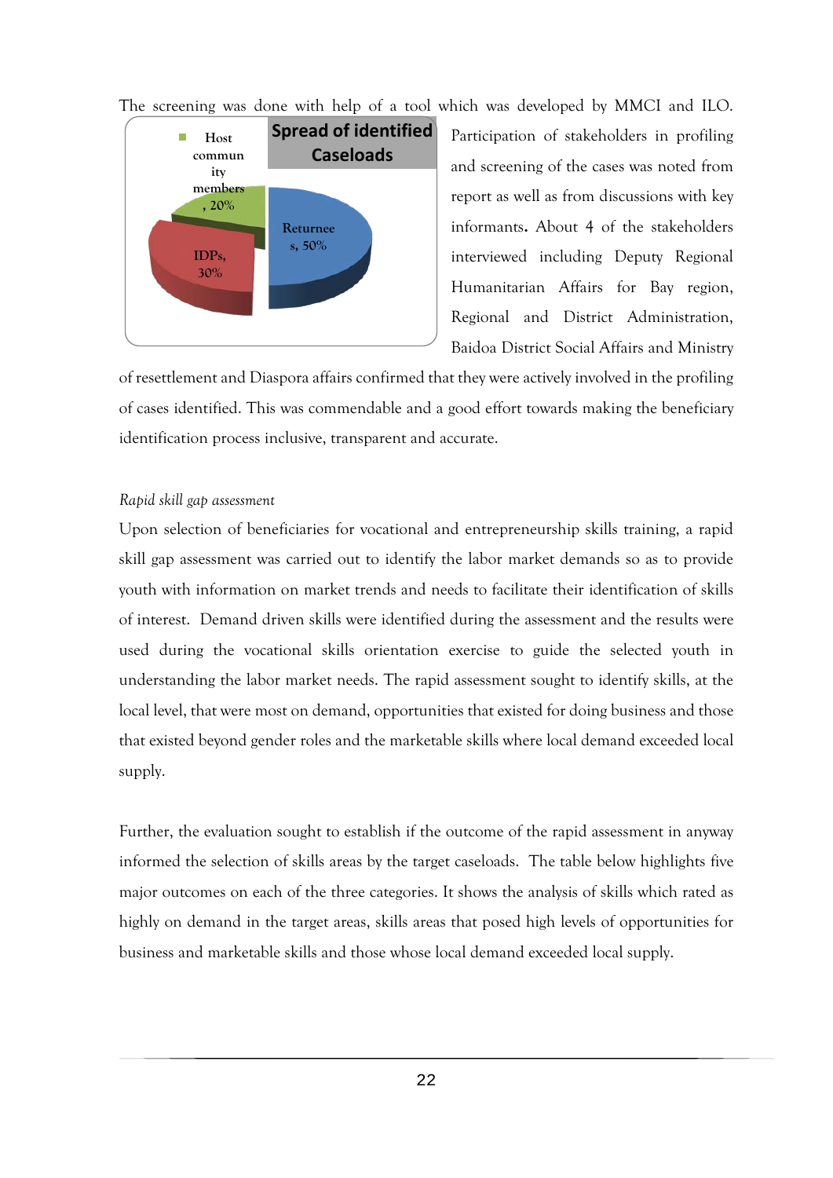The screening was done with help of a tool which was developed by MMCI and ILO. Participation of stakeholders in profiling and screening of the cases was noted from report as well as from discussions with key informants. About 4 of the stakeholders interviewed including Deputy Regional Humanitarian Affairs for Bay region, Regional and District Administration, Baidoa District Social Affairs and Ministry of resettlement and Diaspora affairs confirmed that they were actively involved in the profiling of cases identified. This was commendable and a good effort towards making the beneficiary identification process inclusive, transparent and accurate.

**Spread of identified Caseloads**

| Category | Share |
| --- | --- |
| Host community members | 20% |
| IDPs | 30% |
| Returnees | 50% |

*Rapid skill gap assessment*

Upon selection of beneficiaries for vocational and entrepreneurship skills training, a rapid skill gap assessment was carried out to identify the labor market demands so as to provide youth with information on market trends and needs to facilitate their identification of skills of interest. Demand driven skills were identified during the assessment and the results were used during the vocational skills orientation exercise to guide the selected youth in understanding the labor market needs. The rapid assessment sought to identify skills, at the local level, that were most on demand, opportunities that existed for doing business and those that existed beyond gender roles and the marketable skills where local demand exceeded local supply.

Further, the evaluation sought to establish if the outcome of the rapid assessment in anyway informed the selection of skills areas by the target caseloads. The table below highlights five major outcomes on each of the three categories. It shows the analysis of skills which rated as highly on demand in the target areas, skills areas that posed high levels of opportunities for business and marketable skills and those whose local demand exceeded local supply.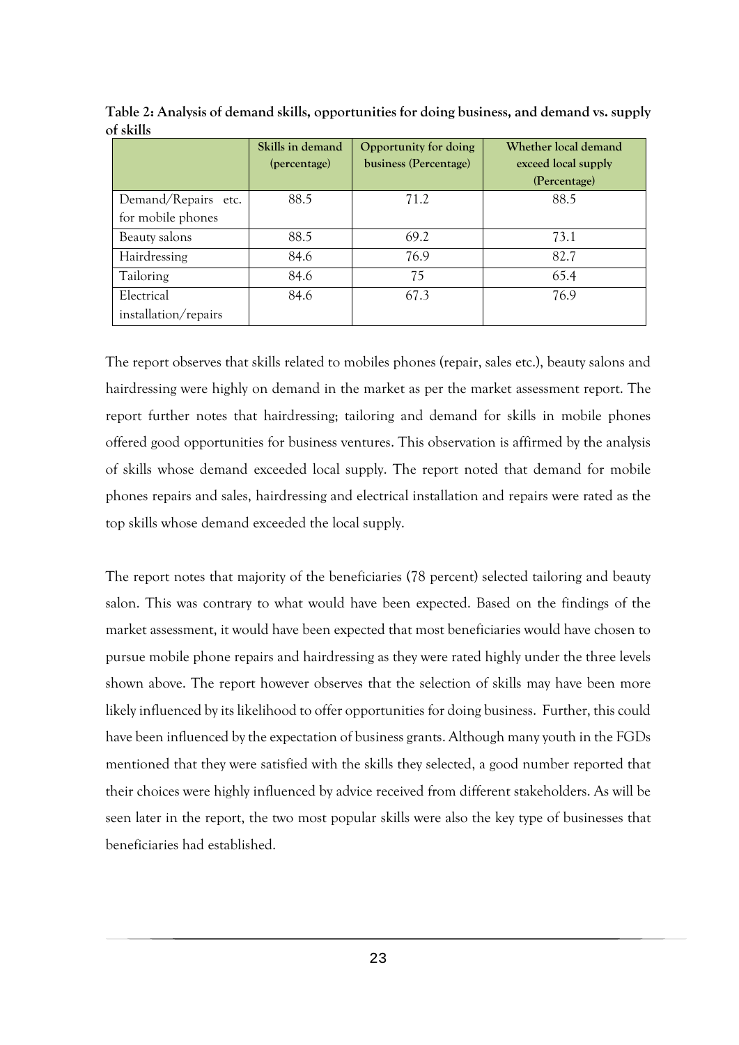**Table 2: Analysis of demand skills, opportunities for doing business, and demand vs. supply of skills**

| | Skills in demand (percentage) | Opportunity for doing business (Percentage) | Whether local demand exceed local supply (Percentage) |
|---|---|---|---|
| Demand/Repairs etc. for mobile phones | 88.5 | 71.2 | 88.5 |
| Beauty salons | 88.5 | 69.2 | 73.1 |
| Hairdressing | 84.6 | 76.9 | 82.7 |
| Tailoring | 84.6 | 75 | 65.4 |
| Electrical installation/repairs | 84.6 | 67.3 | 76.9 |

The report observes that skills related to mobiles phones (repair, sales etc.), beauty salons and hairdressing were highly on demand in the market as per the market assessment report. The report further notes that hairdressing; tailoring and demand for skills in mobile phones offered good opportunities for business ventures. This observation is affirmed by the analysis of skills whose demand exceeded local supply. The report noted that demand for mobile phones repairs and sales, hairdressing and electrical installation and repairs were rated as the top skills whose demand exceeded the local supply.

The report notes that majority of the beneficiaries (78 percent) selected tailoring and beauty salon. This was contrary to what would have been expected. Based on the findings of the market assessment, it would have been expected that most beneficiaries would have chosen to pursue mobile phone repairs and hairdressing as they were rated highly under the three levels shown above. The report however observes that the selection of skills may have been more likely influenced by its likelihood to offer opportunities for doing business. Further, this could have been influenced by the expectation of business grants. Although many youth in the FGDs mentioned that they were satisfied with the skills they selected, a good number reported that their choices were highly influenced by advice received from different stakeholders. As will be seen later in the report, the two most popular skills were also the key type of businesses that beneficiaries had established.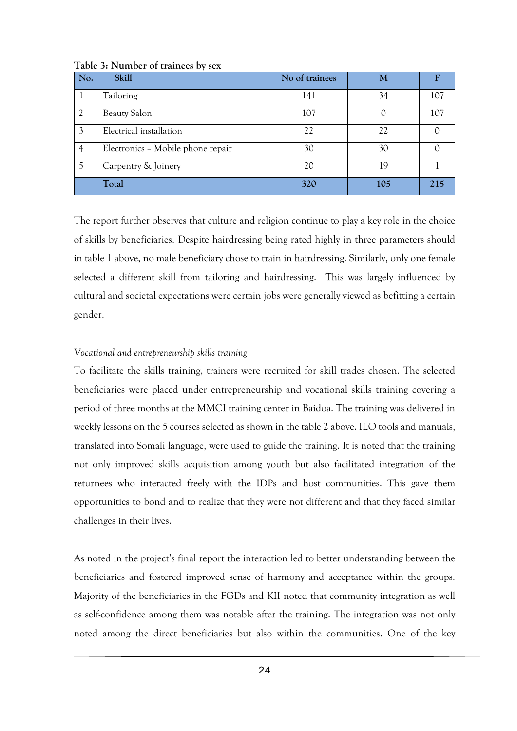**Table 3: Number of trainees by sex**

| No. | Skill | No of trainees | M | F |
|---|---|---|---|---|
| 1 | Tailoring | 141 | 34 | 107 |
| 2 | Beauty Salon | 107 | 0 | 107 |
| 3 | Electrical installation | 22 | 22 | 0 |
| 4 | Electronics – Mobile phone repair | 30 | 30 | 0 |
| 5 | Carpentry & Joinery | 20 | 19 | 1 |
| | **Total** | **320** | **105** | **215** |

The report further observes that culture and religion continue to play a key role in the choice of skills by beneficiaries. Despite hairdressing being rated highly in three parameters should in table 1 above, no male beneficiary chose to train in hairdressing. Similarly, only one female selected a different skill from tailoring and hairdressing. This was largely influenced by cultural and societal expectations were certain jobs were generally viewed as befitting a certain gender.

*Vocational and entrepreneurship skills training*

To facilitate the skills training, trainers were recruited for skill trades chosen. The selected beneficiaries were placed under entrepreneurship and vocational skills training covering a period of three months at the MMCI training center in Baidoa. The training was delivered in weekly lessons on the 5 courses selected as shown in the table 2 above. ILO tools and manuals, translated into Somali language, were used to guide the training. It is noted that the training not only improved skills acquisition among youth but also facilitated integration of the returnees who interacted freely with the IDPs and host communities. This gave them opportunities to bond and to realize that they were not different and that they faced similar challenges in their lives.

As noted in the project's final report the interaction led to better understanding between the beneficiaries and fostered improved sense of harmony and acceptance within the groups. Majority of the beneficiaries in the FGDs and KII noted that community integration as well as self-confidence among them was notable after the training. The integration was not only noted among the direct beneficiaries but also within the communities. One of the key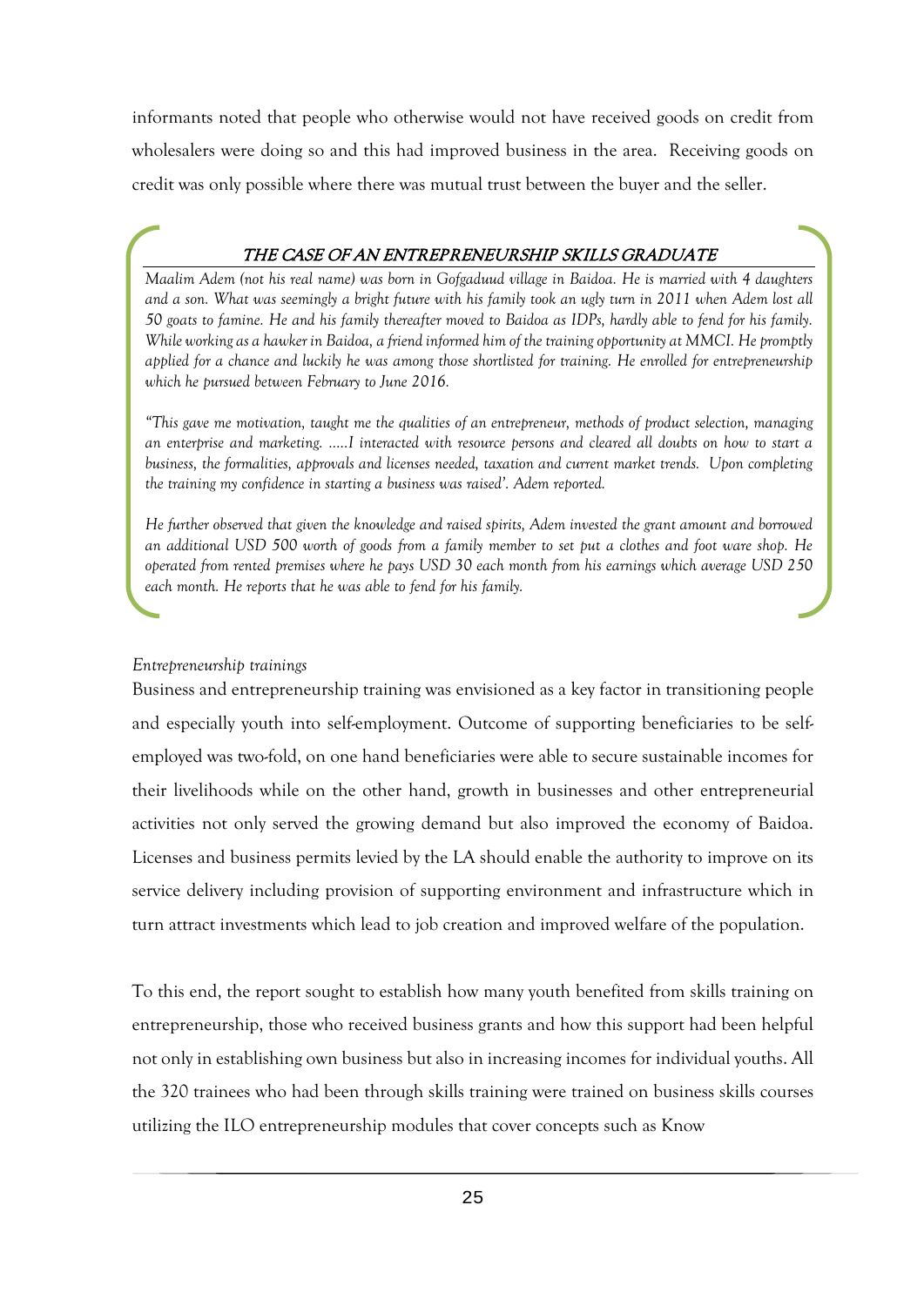informants noted that people who otherwise would not have received goods on credit from wholesalers were doing so and this had improved business in the area. Receiving goods on credit was only possible where there was mutual trust between the buyer and the seller.

***THE CASE OF AN ENTREPRENEURSHIP SKILLS GRADUATE***

*Maalim Adem (not his real name) was born in Gofgaduud village in Baidoa. He is married with 4 daughters and a son. What was seemingly a bright future with his family took an ugly turn in 2011 when Adem lost all 50 goats to famine. He and his family thereafter moved to Baidoa as IDPs, hardly able to fend for his family. While working as a hawker in Baidoa, a friend informed him of the training opportunity at MMCI. He promptly applied for a chance and luckily he was among those shortlisted for training. He enrolled for entrepreneurship which he pursued between February to June 2016.*

*"This gave me motivation, taught me the qualities of an entrepreneur, methods of product selection, managing an enterprise and marketing. .....I interacted with resource persons and cleared all doubts on how to start a business, the formalities, approvals and licenses needed, taxation and current market trends. Upon completing the training my confidence in starting a business was raised'. Adem reported.*

*He further observed that given the knowledge and raised spirits, Adem invested the grant amount and borrowed an additional USD 500 worth of goods from a family member to set put a clothes and foot ware shop. He operated from rented premises where he pays USD 30 each month from his earnings which average USD 250 each month. He reports that he was able to fend for his family.*

*Entrepreneurship trainings*

Business and entrepreneurship training was envisioned as a key factor in transitioning people and especially youth into self-employment. Outcome of supporting beneficiaries to be self-employed was two-fold, on one hand beneficiaries were able to secure sustainable incomes for their livelihoods while on the other hand, growth in businesses and other entrepreneurial activities not only served the growing demand but also improved the economy of Baidoa. Licenses and business permits levied by the LA should enable the authority to improve on its service delivery including provision of supporting environment and infrastructure which in turn attract investments which lead to job creation and improved welfare of the population.

To this end, the report sought to establish how many youth benefited from skills training on entrepreneurship, those who received business grants and how this support had been helpful not only in establishing own business but also in increasing incomes for individual youths. All the 320 trainees who had been through skills training were trained on business skills courses utilizing the ILO entrepreneurship modules that cover concepts such as Know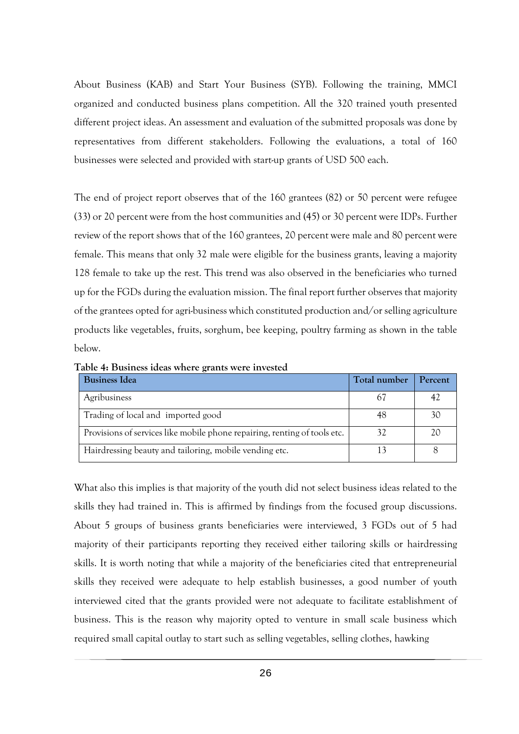About Business (KAB) and Start Your Business (SYB). Following the training, MMCI organized and conducted business plans competition. All the 320 trained youth presented different project ideas. An assessment and evaluation of the submitted proposals was done by representatives from different stakeholders. Following the evaluations, a total of 160 businesses were selected and provided with start-up grants of USD 500 each.

The end of project report observes that of the 160 grantees (82) or 50 percent were refugee (33) or 20 percent were from the host communities and (45) or 30 percent were IDPs. Further review of the report shows that of the 160 grantees, 20 percent were male and 80 percent were female. This means that only 32 male were eligible for the business grants, leaving a majority 128 female to take up the rest. This trend was also observed in the beneficiaries who turned up for the FGDs during the evaluation mission. The final report further observes that majority of the grantees opted for agri-business which constituted production and/or selling agriculture products like vegetables, fruits, sorghum, bee keeping, poultry farming as shown in the table below.

**Table 4: Business ideas where grants were invested**

| Business Idea | Total number | Percent |
|---|---|---|
| Agribusiness | 67 | 42 |
| Trading of local and imported good | 48 | 30 |
| Provisions of services like mobile phone repairing, renting of tools etc. | 32 | 20 |
| Hairdressing beauty and tailoring, mobile vending etc. | 13 | 8 |

What also this implies is that majority of the youth did not select business ideas related to the skills they had trained in. This is affirmed by findings from the focused group discussions. About 5 groups of business grants beneficiaries were interviewed, 3 FGDs out of 5 had majority of their participants reporting they received either tailoring skills or hairdressing skills. It is worth noting that while a majority of the beneficiaries cited that entrepreneurial skills they received were adequate to help establish businesses, a good number of youth interviewed cited that the grants provided were not adequate to facilitate establishment of business. This is the reason why majority opted to venture in small scale business which required small capital outlay to start such as selling vegetables, selling clothes, hawking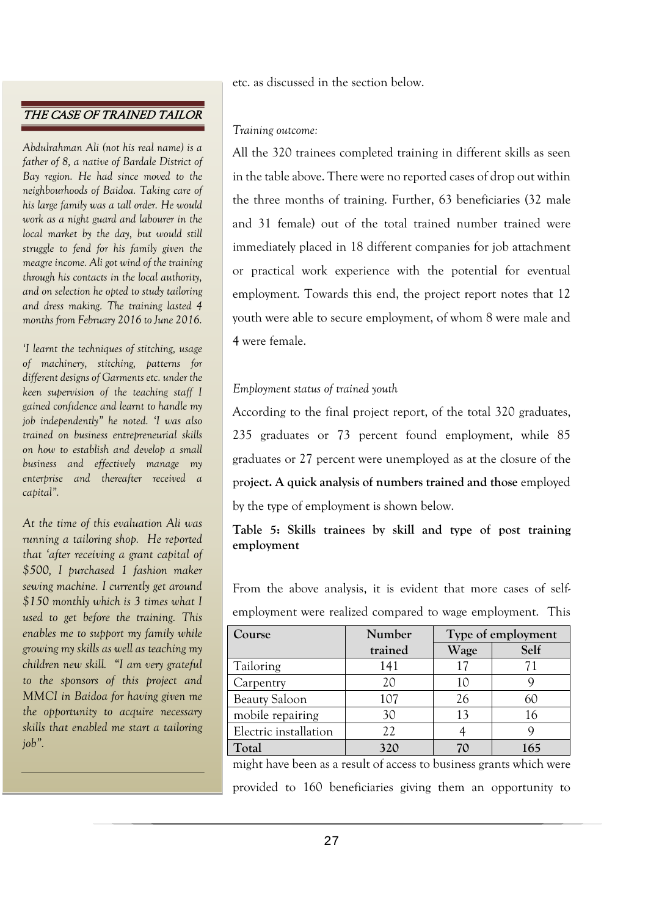etc. as discussed in the section below.

*Training outcome:*

All the 320 trainees completed training in different skills as seen in the table above. There were no reported cases of drop out within the three months of training. Further, 63 beneficiaries (32 male and 31 female) out of the total trained number trained were immediately placed in 18 different companies for job attachment or practical work experience with the potential for eventual employment. Towards this end, the project report notes that 12 youth were able to secure employment, of whom 8 were male and 4 were female.

*Employment status of trained youth*

According to the final project report, of the total 320 graduates, 235 graduates or 73 percent found employment, while 85 graduates or 27 percent were unemployed as at the closure of the project. **A quick analysis of numbers trained and those** employed by the type of employment is shown below.

**Table 5: Skills trainees by skill and type of post training employment**

| Course | Number trained | Type of employment | |
|---|---|---|---|
| | | Wage | Self |
| Tailoring | 141 | 17 | 71 |
| Carpentry | 20 | 10 | 9 |
| Beauty Saloon | 107 | 26 | 60 |
| mobile repairing | 30 | 13 | 16 |
| Electric installation | 22 | 4 | 9 |
| **Total** | **320** | **70** | **165** |

From the above analysis, it is evident that more cases of self-employment were realized compared to wage employment. This might have been as a result of access to business grants which were provided to 160 beneficiaries giving them an opportunity to

### THE CASE OF TRAINED TAILOR

*Abdulrahman Ali (not his real name) is a father of 8, a native of Bardale District of Bay region. He had since moved to the neighbourhoods of Baidoa. Taking care of his large family was a tall order. He would work as a night guard and labourer in the local market by the day, but would still struggle to fend for his family given the meagre income. Ali got wind of the training through his contacts in the local authority, and on selection he opted to study tailoring and dress making. The training lasted 4 months from February 2016 to June 2016.*

*'I learnt the techniques of stitching, usage of machinery, stitching, patterns for different designs of Garments etc. under the keen supervision of the teaching staff I gained confidence and learnt to handle my job independently" he noted. 'I was also trained on business entrepreneurial skills on how to establish and develop a small business and effectively manage my enterprise and thereafter received a capital".*

*At the time of this evaluation Ali was running a tailoring shop. He reported that 'after receiving a grant capital of $500, I purchased 1 fashion maker sewing machine. I currently get around $150 monthly which is 3 times what I used to get before the training. This enables me to support my family while growing my skills as well as teaching my children new skill. "I am very grateful to the sponsors of this project and MMCI in Baidoa for having given me the opportunity to acquire necessary skills that enabled me start a tailoring job".*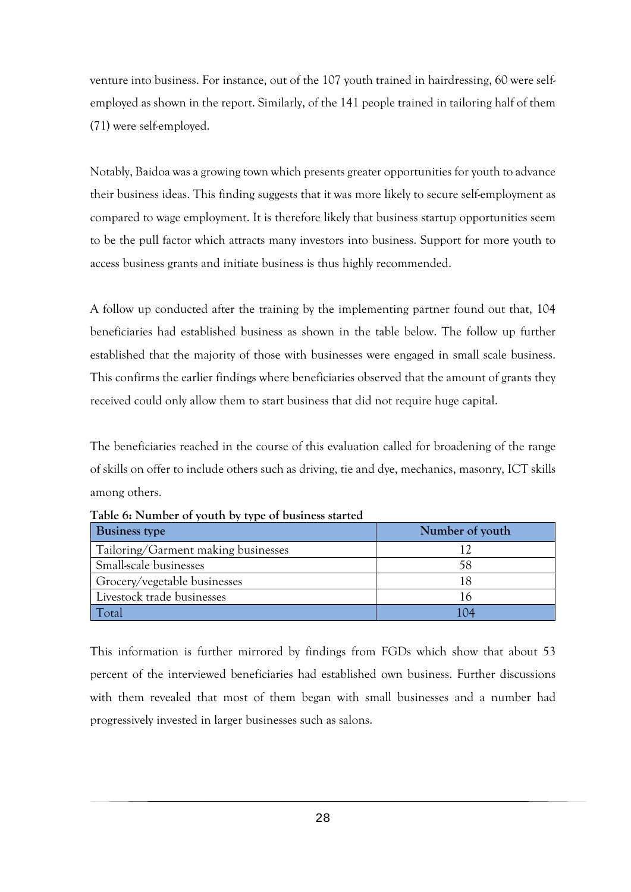venture into business. For instance, out of the 107 youth trained in hairdressing, 60 were self-employed as shown in the report. Similarly, of the 141 people trained in tailoring half of them (71) were self-employed.

Notably, Baidoa was a growing town which presents greater opportunities for youth to advance their business ideas. This finding suggests that it was more likely to secure self-employment as compared to wage employment. It is therefore likely that business startup opportunities seem to be the pull factor which attracts many investors into business. Support for more youth to access business grants and initiate business is thus highly recommended.

A follow up conducted after the training by the implementing partner found out that, 104 beneficiaries had established business as shown in the table below. The follow up further established that the majority of those with businesses were engaged in small scale business. This confirms the earlier findings where beneficiaries observed that the amount of grants they received could only allow them to start business that did not require huge capital.

The beneficiaries reached in the course of this evaluation called for broadening of the range of skills on offer to include others such as driving, tie and dye, mechanics, masonry, ICT skills among others.

**Table 6: Number of youth by type of business started**

| Business type | Number of youth |
|---|---|
| Tailoring/Garment making businesses | 12 |
| Small-scale businesses | 58 |
| Grocery/vegetable businesses | 18 |
| Livestock trade businesses | 16 |
| Total | 104 |

This information is further mirrored by findings from FGDs which show that about 53 percent of the interviewed beneficiaries had established own business. Further discussions with them revealed that most of them began with small businesses and a number had progressively invested in larger businesses such as salons.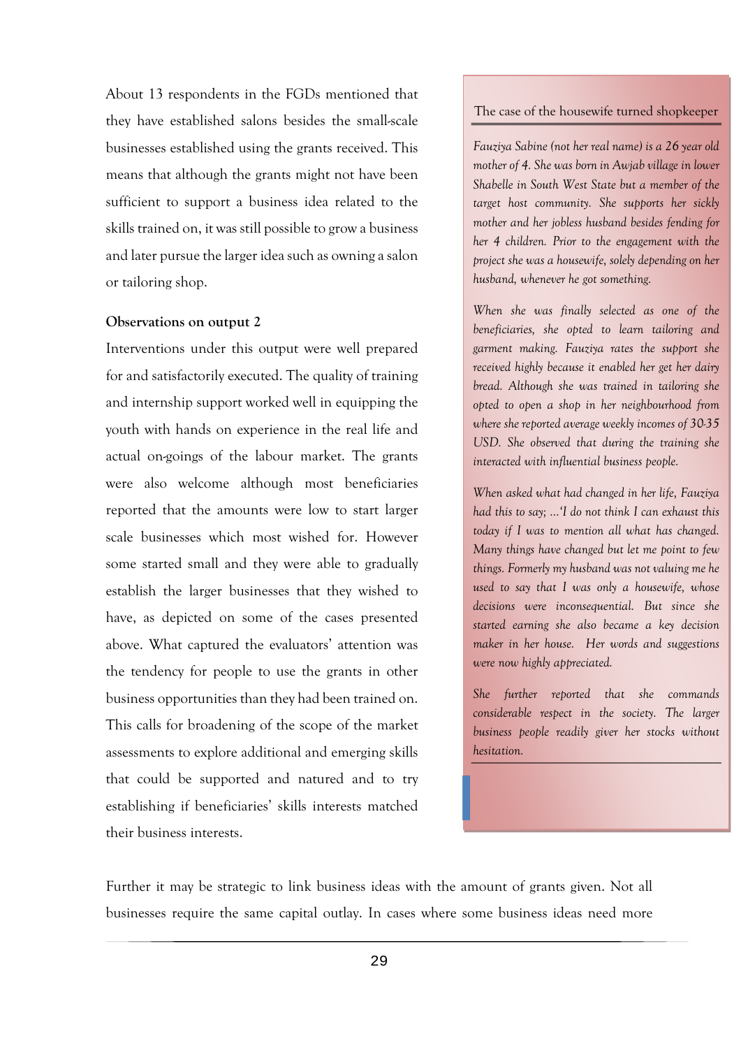About 13 respondents in the FGDs mentioned that they have established salons besides the small-scale businesses established using the grants received. This means that although the grants might not have been sufficient to support a business idea related to the skills trained on, it was still possible to grow a business and later pursue the larger idea such as owning a salon or tailoring shop.

**Observations on output 2**

Interventions under this output were well prepared for and satisfactorily executed. The quality of training and internship support worked well in equipping the youth with hands on experience in the real life and actual on-goings of the labour market. The grants were also welcome although most beneficiaries reported that the amounts were low to start larger scale businesses which most wished for. However some started small and they were able to gradually establish the larger businesses that they wished to have, as depicted on some of the cases presented above. What captured the evaluators' attention was the tendency for people to use the grants in other business opportunities than they had been trained on. This calls for broadening of the scope of the market assessments to explore additional and emerging skills that could be supported and natured and to try establishing if beneficiaries' skills interests matched their business interests.

> The case of the housewife turned shopkeeper
>
> *Fauziya Sabine (not her real name) is a 26 year old mother of 4. She was born in Awjab village in lower Shabelle in South West State but a member of the target host community. She supports her sickly mother and her jobless husband besides fending for her 4 children. Prior to the engagement with the project she was a housewife, solely depending on her husband, whenever he got something.*
>
> *When she was finally selected as one of the beneficiaries, she opted to learn tailoring and garment making. Fauziya rates the support she received highly because it enabled her get her dairy bread. Although she was trained in tailoring she opted to open a shop in her neighbourhood from where she reported average weekly incomes of 30-35 USD. She observed that during the training she interacted with influential business people.*
>
> *When asked what had changed in her life, Fauziya had this to say; …'I do not think I can exhaust this today if I was to mention all what has changed. Many things have changed but let me point to few things. Formerly my husband was not valuing me he used to say that I was only a housewife, whose decisions were inconsequential. But since she started earning she also became a key decision maker in her house. Her words and suggestions were now highly appreciated.*
>
> *She further reported that she commands considerable respect in the society. The larger business people readily giver her stocks without hesitation.*

Further it may be strategic to link business ideas with the amount of grants given. Not all businesses require the same capital outlay. In cases where some business ideas need more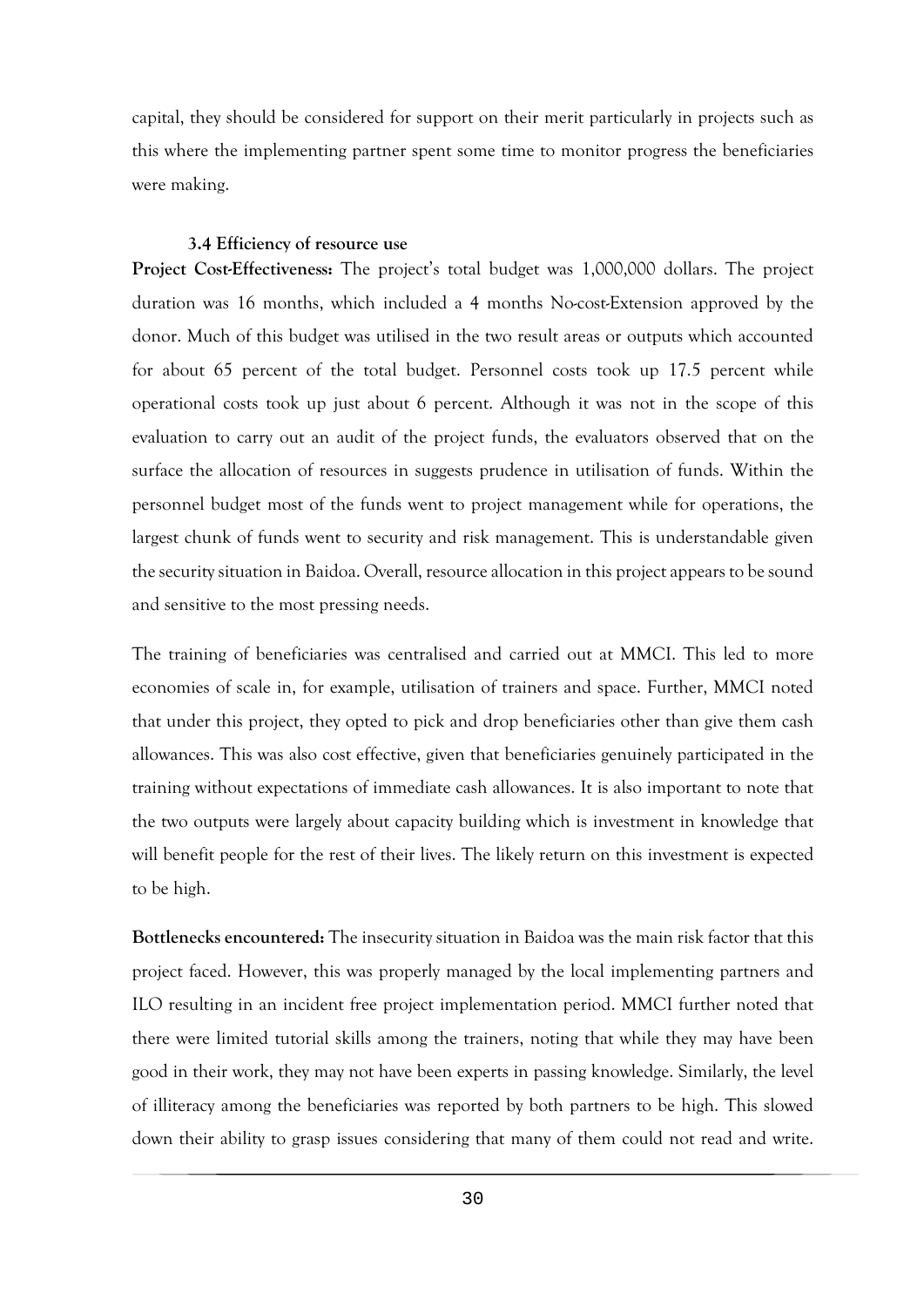capital, they should be considered for support on their merit particularly in projects such as this where the implementing partner spent some time to monitor progress the beneficiaries were making.

### 3.4 Efficiency of resource use

**Project Cost-Effectiveness:** The project's total budget was 1,000,000 dollars. The project duration was 16 months, which included a 4 months No-cost-Extension approved by the donor. Much of this budget was utilised in the two result areas or outputs which accounted for about 65 percent of the total budget. Personnel costs took up 17.5 percent while operational costs took up just about 6 percent. Although it was not in the scope of this evaluation to carry out an audit of the project funds, the evaluators observed that on the surface the allocation of resources in suggests prudence in utilisation of funds. Within the personnel budget most of the funds went to project management while for operations, the largest chunk of funds went to security and risk management. This is understandable given the security situation in Baidoa. Overall, resource allocation in this project appears to be sound and sensitive to the most pressing needs.

The training of beneficiaries was centralised and carried out at MMCI. This led to more economies of scale in, for example, utilisation of trainers and space. Further, MMCI noted that under this project, they opted to pick and drop beneficiaries other than give them cash allowances. This was also cost effective, given that beneficiaries genuinely participated in the training without expectations of immediate cash allowances. It is also important to note that the two outputs were largely about capacity building which is investment in knowledge that will benefit people for the rest of their lives. The likely return on this investment is expected to be high.

**Bottlenecks encountered:** The insecurity situation in Baidoa was the main risk factor that this project faced. However, this was properly managed by the local implementing partners and ILO resulting in an incident free project implementation period. MMCI further noted that there were limited tutorial skills among the trainers, noting that while they may have been good in their work, they may not have been experts in passing knowledge. Similarly, the level of illiteracy among the beneficiaries was reported by both partners to be high. This slowed down their ability to grasp issues considering that many of them could not read and write.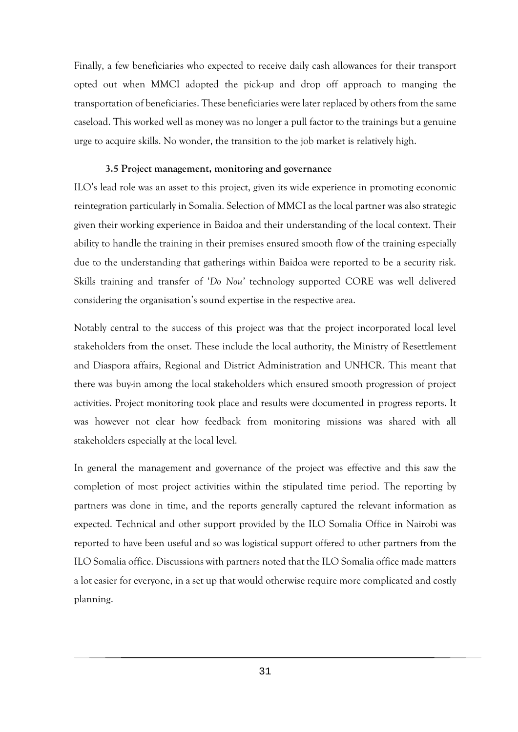Finally, a few beneficiaries who expected to receive daily cash allowances for their transport opted out when MMCI adopted the pick-up and drop off approach to manging the transportation of beneficiaries. These beneficiaries were later replaced by others from the same caseload. This worked well as money was no longer a pull factor to the trainings but a genuine urge to acquire skills. No wonder, the transition to the job market is relatively high.

### 3.5 Project management, monitoring and governance

ILO's lead role was an asset to this project, given its wide experience in promoting economic reintegration particularly in Somalia. Selection of MMCI as the local partner was also strategic given their working experience in Baidoa and their understanding of the local context. Their ability to handle the training in their premises ensured smooth flow of the training especially due to the understanding that gatherings within Baidoa were reported to be a security risk. Skills training and transfer of '*Do Nou*' technology supported CORE was well delivered considering the organisation's sound expertise in the respective area.

Notably central to the success of this project was that the project incorporated local level stakeholders from the onset. These include the local authority, the Ministry of Resettlement and Diaspora affairs, Regional and District Administration and UNHCR. This meant that there was buy-in among the local stakeholders which ensured smooth progression of project activities. Project monitoring took place and results were documented in progress reports. It was however not clear how feedback from monitoring missions was shared with all stakeholders especially at the local level.

In general the management and governance of the project was effective and this saw the completion of most project activities within the stipulated time period. The reporting by partners was done in time, and the reports generally captured the relevant information as expected. Technical and other support provided by the ILO Somalia Office in Nairobi was reported to have been useful and so was logistical support offered to other partners from the ILO Somalia office. Discussions with partners noted that the ILO Somalia office made matters a lot easier for everyone, in a set up that would otherwise require more complicated and costly planning.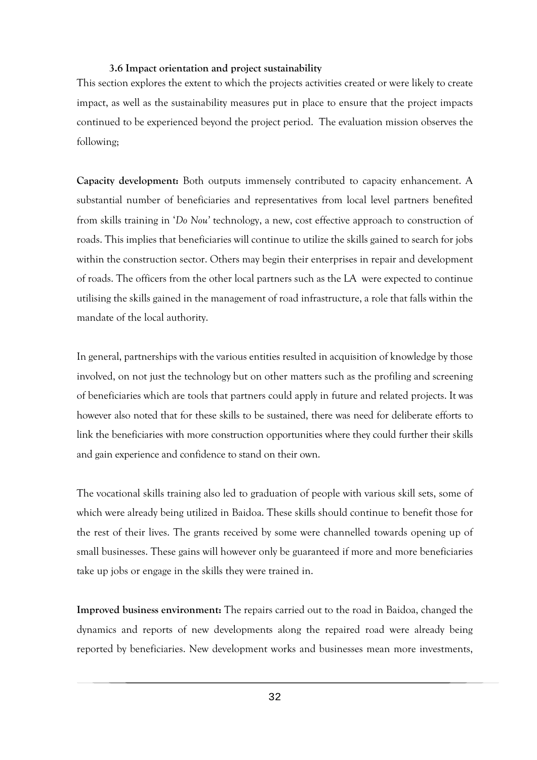### 3.6 Impact orientation and project sustainability

This section explores the extent to which the projects activities created or were likely to create impact, as well as the sustainability measures put in place to ensure that the project impacts continued to be experienced beyond the project period. The evaluation mission observes the following;

**Capacity development:** Both outputs immensely contributed to capacity enhancement. A substantial number of beneficiaries and representatives from local level partners benefited from skills training in '*Do Nou*' technology, a new, cost effective approach to construction of roads. This implies that beneficiaries will continue to utilize the skills gained to search for jobs within the construction sector. Others may begin their enterprises in repair and development of roads. The officers from the other local partners such as the LA were expected to continue utilising the skills gained in the management of road infrastructure, a role that falls within the mandate of the local authority.

In general, partnerships with the various entities resulted in acquisition of knowledge by those involved, on not just the technology but on other matters such as the profiling and screening of beneficiaries which are tools that partners could apply in future and related projects. It was however also noted that for these skills to be sustained, there was need for deliberate efforts to link the beneficiaries with more construction opportunities where they could further their skills and gain experience and confidence to stand on their own.

The vocational skills training also led to graduation of people with various skill sets, some of which were already being utilized in Baidoa. These skills should continue to benefit those for the rest of their lives. The grants received by some were channelled towards opening up of small businesses. These gains will however only be guaranteed if more and more beneficiaries take up jobs or engage in the skills they were trained in.

**Improved business environment:** The repairs carried out to the road in Baidoa, changed the dynamics and reports of new developments along the repaired road were already being reported by beneficiaries. New development works and businesses mean more investments,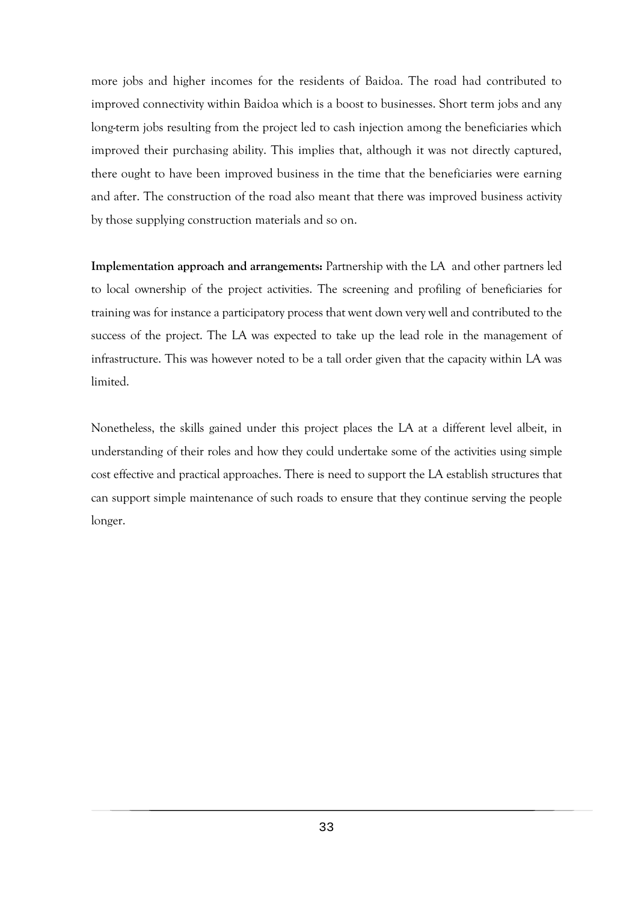more jobs and higher incomes for the residents of Baidoa. The road had contributed to improved connectivity within Baidoa which is a boost to businesses. Short term jobs and any long-term jobs resulting from the project led to cash injection among the beneficiaries which improved their purchasing ability. This implies that, although it was not directly captured, there ought to have been improved business in the time that the beneficiaries were earning and after. The construction of the road also meant that there was improved business activity by those supplying construction materials and so on.

**Implementation approach and arrangements:** Partnership with the LA and other partners led to local ownership of the project activities. The screening and profiling of beneficiaries for training was for instance a participatory process that went down very well and contributed to the success of the project. The LA was expected to take up the lead role in the management of infrastructure. This was however noted to be a tall order given that the capacity within LA was limited.

Nonetheless, the skills gained under this project places the LA at a different level albeit, in understanding of their roles and how they could undertake some of the activities using simple cost effective and practical approaches. There is need to support the LA establish structures that can support simple maintenance of such roads to ensure that they continue serving the people longer.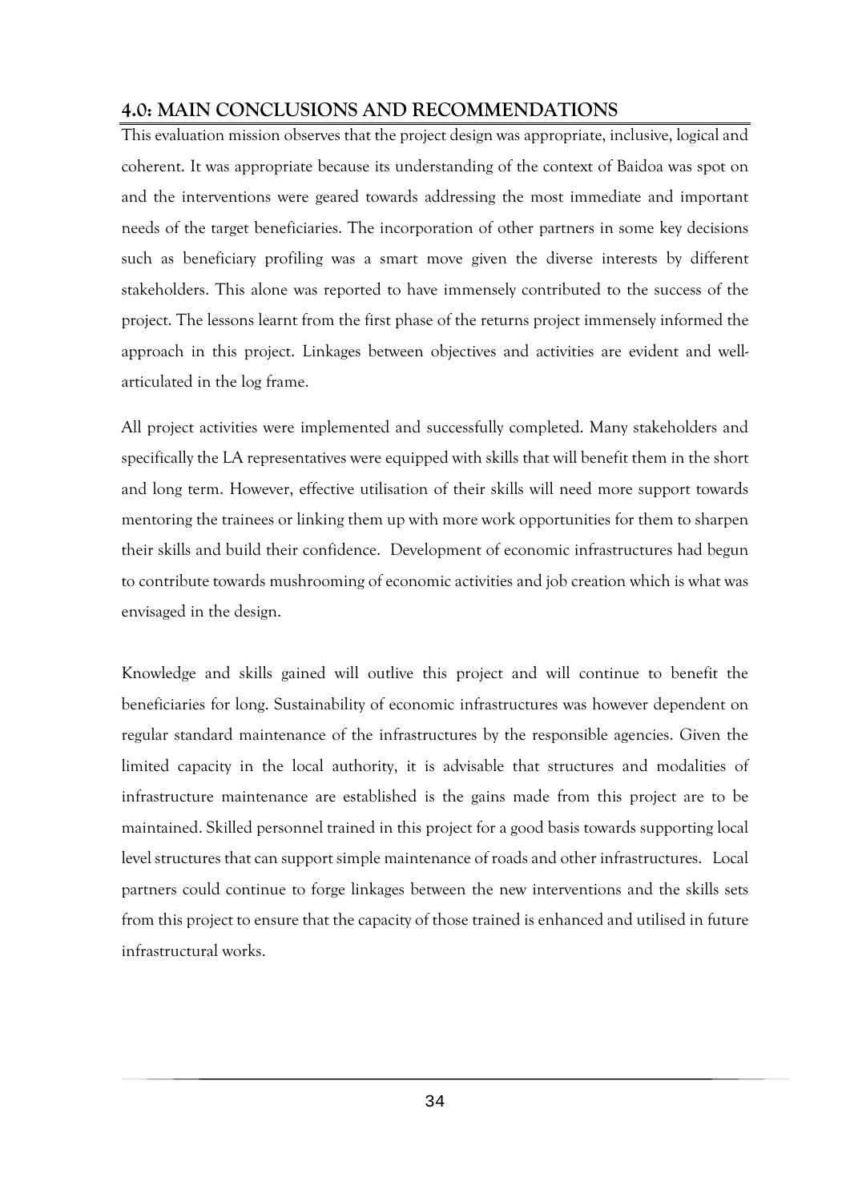## 4.0: MAIN CONCLUSIONS AND RECOMMENDATIONS

This evaluation mission observes that the project design was appropriate, inclusive, logical and coherent. It was appropriate because its understanding of the context of Baidoa was spot on and the interventions were geared towards addressing the most immediate and important needs of the target beneficiaries. The incorporation of other partners in some key decisions such as beneficiary profiling was a smart move given the diverse interests by different stakeholders. This alone was reported to have immensely contributed to the success of the project. The lessons learnt from the first phase of the returns project immensely informed the approach in this project. Linkages between objectives and activities are evident and well-articulated in the log frame.

All project activities were implemented and successfully completed. Many stakeholders and specifically the LA representatives were equipped with skills that will benefit them in the short and long term. However, effective utilisation of their skills will need more support towards mentoring the trainees or linking them up with more work opportunities for them to sharpen their skills and build their confidence. Development of economic infrastructures had begun to contribute towards mushrooming of economic activities and job creation which is what was envisaged in the design.

Knowledge and skills gained will outlive this project and will continue to benefit the beneficiaries for long. Sustainability of economic infrastructures was however dependent on regular standard maintenance of the infrastructures by the responsible agencies. Given the limited capacity in the local authority, it is advisable that structures and modalities of infrastructure maintenance are established is the gains made from this project are to be maintained. Skilled personnel trained in this project for a good basis towards supporting local level structures that can support simple maintenance of roads and other infrastructures. Local partners could continue to forge linkages between the new interventions and the skills sets from this project to ensure that the capacity of those trained is enhanced and utilised in future infrastructural works.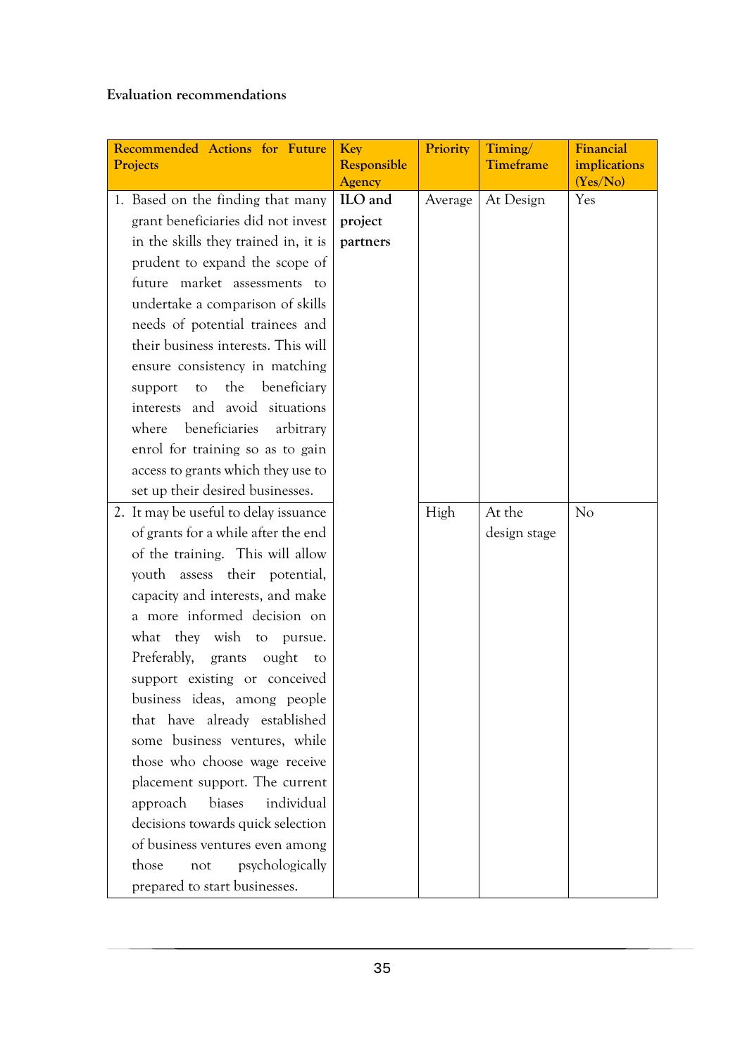**Evaluation recommendations**

| Recommended Actions for Future Projects | Key Responsible Agency | Priority | Timing/ Timeframe | Financial implications (Yes/No) |
|---|---|---|---|---|
| 1. Based on the finding that many grant beneficiaries did not invest in the skills they trained in, it is prudent to expand the scope of future market assessments to undertake a comparison of skills needs of potential trainees and their business interests. This will ensure consistency in matching support to the beneficiary interests and avoid situations where beneficiaries arbitrary enrol for training so as to gain access to grants which they use to set up their desired businesses. | **ILO and project partners** | Average | At Design | Yes |
| 2. It may be useful to delay issuance of grants for a while after the end of the training. This will allow youth assess their potential, capacity and interests, and make a more informed decision on what they wish to pursue. Preferably, grants ought to support existing or conceived business ideas, among people that have already established some business ventures, while those who choose wage receive placement support. The current approach biases individual decisions towards quick selection of business ventures even among those not psychologically prepared to start businesses. | | High | At the design stage | No |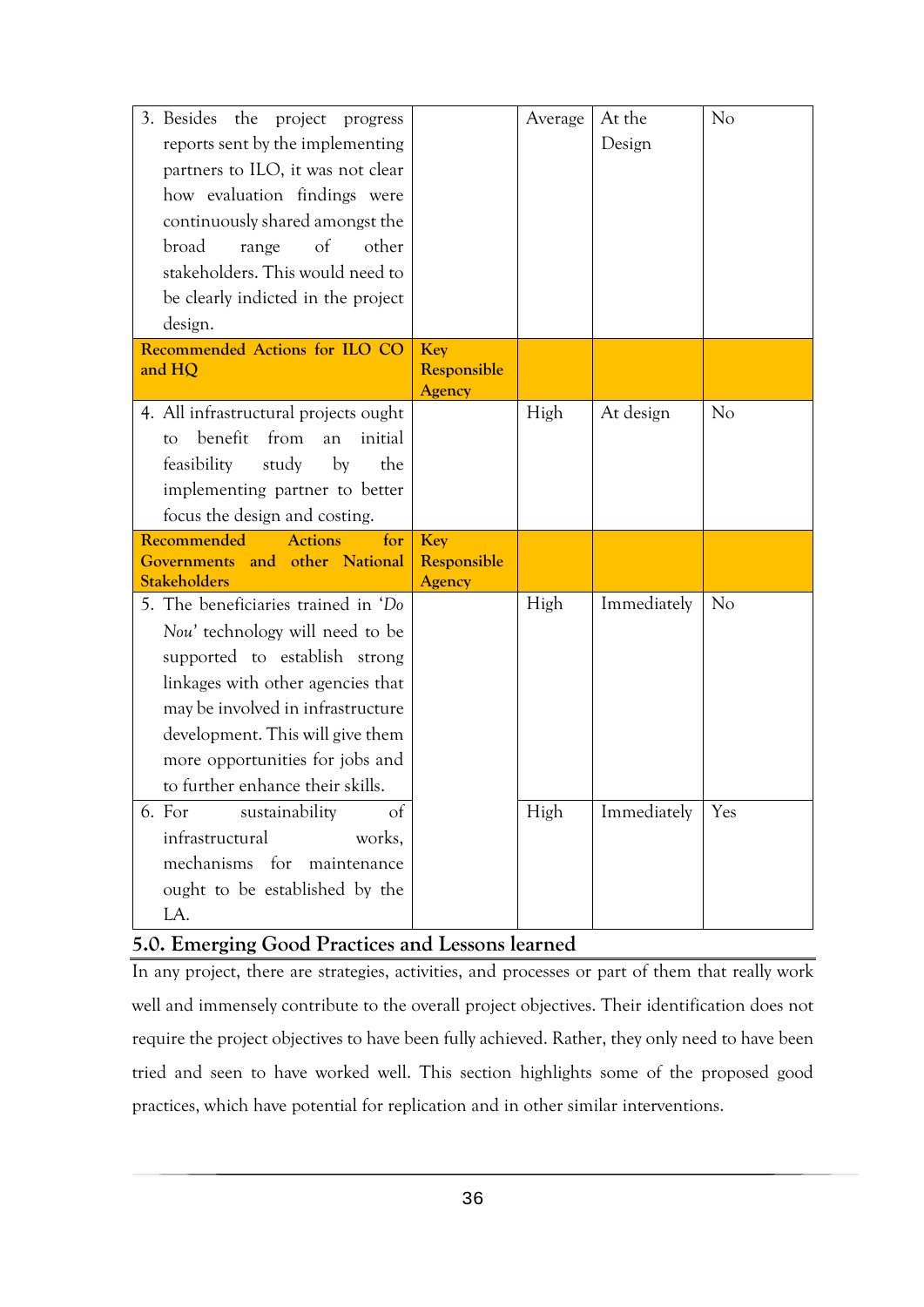| | | | | |
|---|---|---|---|---|
| 3. Besides the project progress reports sent by the implementing partners to ILO, it was not clear how evaluation findings were continuously shared amongst the broad range of other stakeholders. This would need to be clearly indicted in the project design. | | Average | At the Design | No |
| **Recommended Actions for ILO CO and HQ** | **Key Responsible Agency** | | | |
| 4. All infrastructural projects ought to benefit from an initial feasibility study by the implementing partner to better focus the design and costing. | | High | At design | No |
| **Recommended Actions for Governments and other National Stakeholders** | **Key Responsible Agency** | | | |
| 5. The beneficiaries trained in '*Do Nou*' technology will need to be supported to establish strong linkages with other agencies that may be involved in infrastructure development. This will give them more opportunities for jobs and to further enhance their skills. | | High | Immediately | No |
| 6. For sustainability of infrastructural works, mechanisms for maintenance ought to be established by the LA. | | High | Immediately | Yes |

## 5.0. Emerging Good Practices and Lessons learned

In any project, there are strategies, activities, and processes or part of them that really work well and immensely contribute to the overall project objectives. Their identification does not require the project objectives to have been fully achieved. Rather, they only need to have been tried and seen to have worked well. This section highlights some of the proposed good practices, which have potential for replication and in other similar interventions.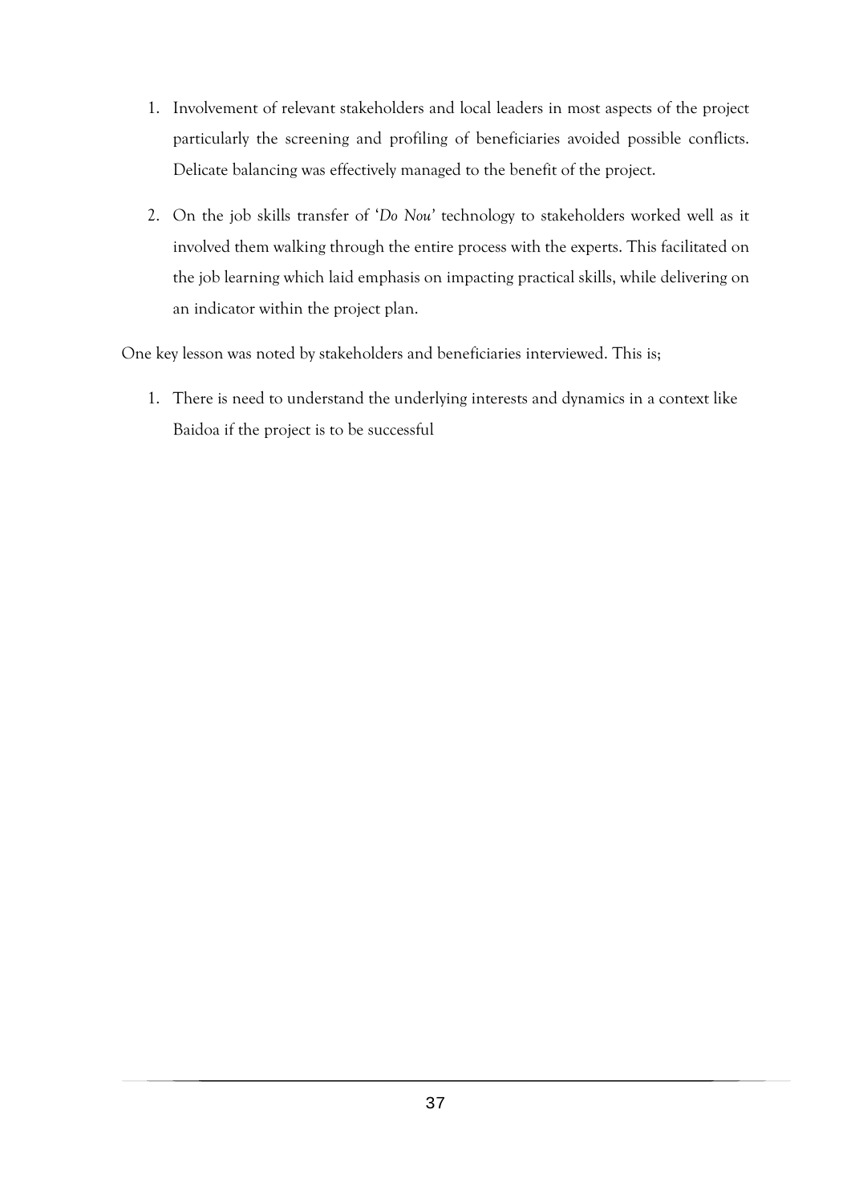1. Involvement of relevant stakeholders and local leaders in most aspects of the project particularly the screening and profiling of beneficiaries avoided possible conflicts. Delicate balancing was effectively managed to the benefit of the project.

2. On the job skills transfer of '*Do Nou*' technology to stakeholders worked well as it involved them walking through the entire process with the experts. This facilitated on the job learning which laid emphasis on impacting practical skills, while delivering on an indicator within the project plan.

One key lesson was noted by stakeholders and beneficiaries interviewed. This is;

1. There is need to understand the underlying interests and dynamics in a context like Baidoa if the project is to be successful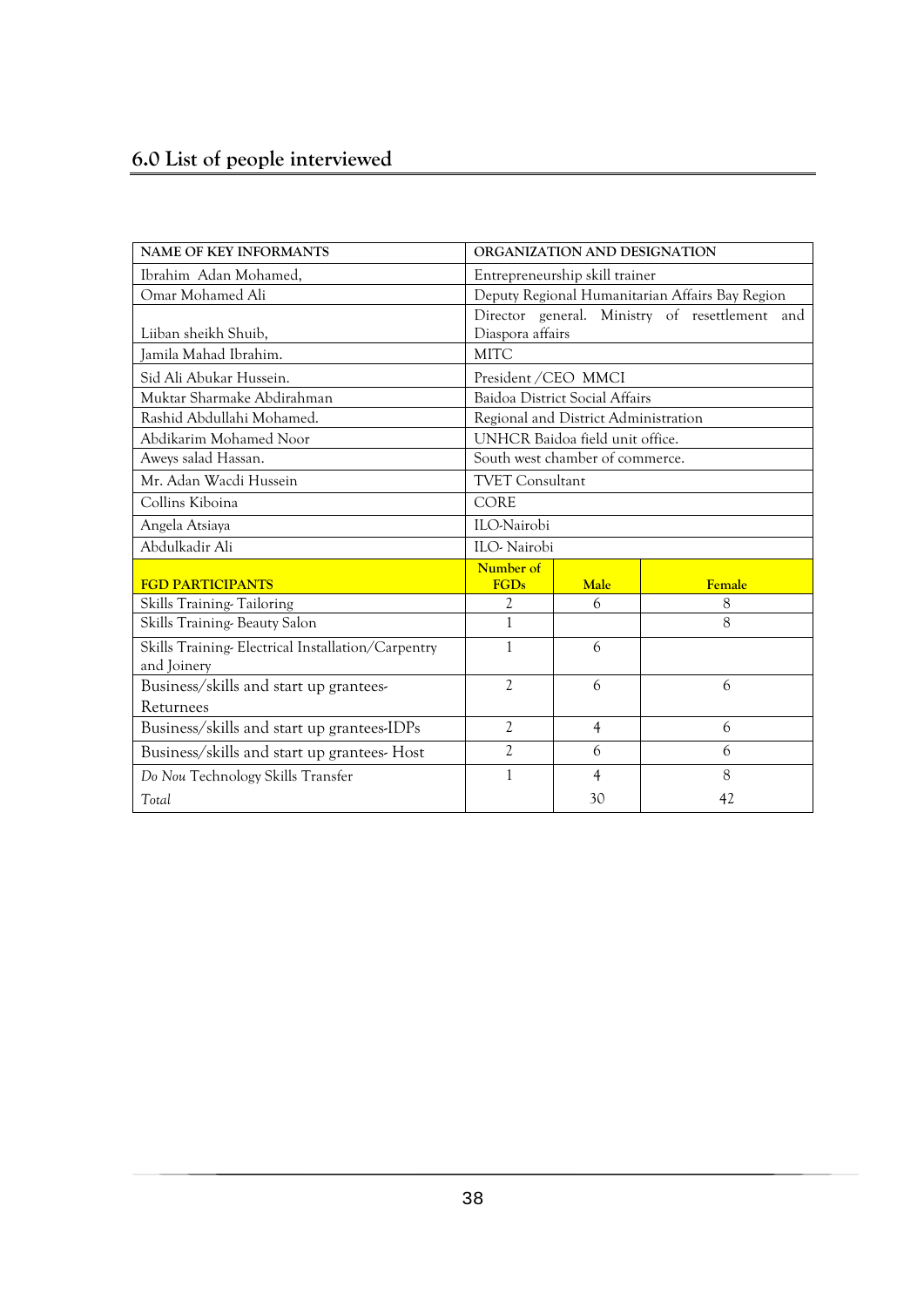## 6.0 List of people interviewed

| NAME OF KEY INFORMANTS | ORGANIZATION AND DESIGNATION | | |
|---|---|---|---|
| Ibrahim Adan Mohamed, | Entrepreneurship skill trainer | | |
| Omar Mohamed Ali | Deputy Regional Humanitarian Affairs Bay Region | | |
| Liiban sheikh Shuib, | Director general. Ministry of resettlement and Diaspora affairs | | |
| Jamila Mahad Ibrahim. | MITC | | |
| Sid Ali Abukar Hussein. | President /CEO MMCI | | |
| Muktar Sharmake Abdirahman | Baidoa District Social Affairs | | |
| Rashid Abdullahi Mohamed. | Regional and District Administration | | |
| Abdikarim Mohamed Noor | UNHCR Baidoa field unit office. | | |
| Aweys salad Hassan. | South west chamber of commerce. | | |
| Mr. Adan Wacdi Hussein | TVET Consultant | | |
| Collins Kiboina | CORE | | |
| Angela Atsiaya | ILO-Nairobi | | |
| Abdulkadir Ali | ILO- Nairobi | | |
| **FGD PARTICIPANTS** | **Number of FGDs** | **Male** | **Female** |
| Skills Training- Tailoring | 2 | 6 | 8 |
| Skills Training- Beauty Salon | 1 | | 8 |
| Skills Training- Electrical Installation/Carpentry and Joinery | 1 | 6 | |
| Business/skills and start up grantees-Returnees | 2 | 6 | 6 |
| Business/skills and start up grantees-IDPs | 2 | 4 | 6 |
| Business/skills and start up grantees- Host | 2 | 6 | 6 |
| *Do Nou* Technology Skills Transfer | 1 | 4 | 8 |
| *Total* | | 30 | 42 |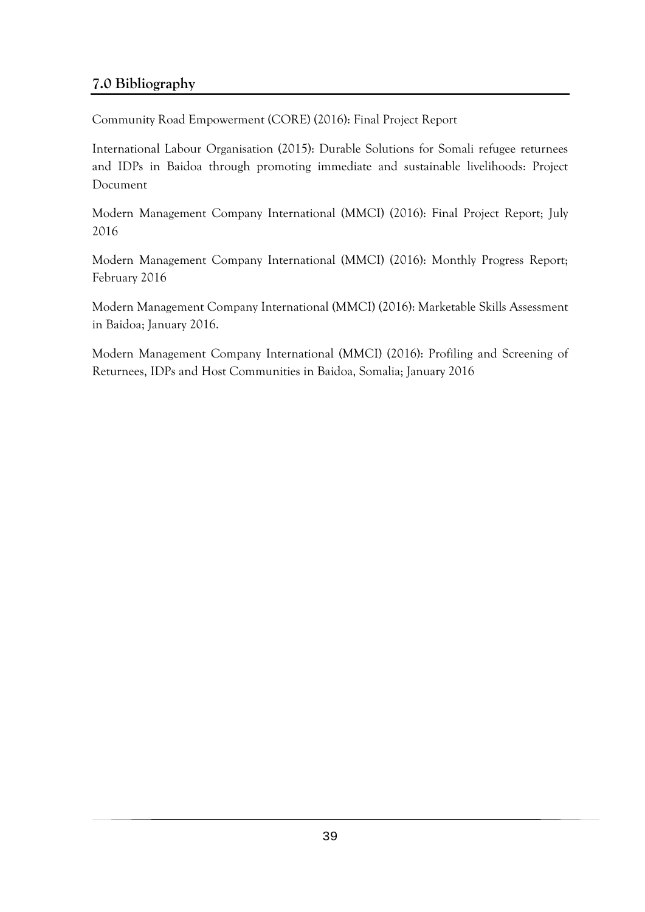## 7.0 Bibliography

Community Road Empowerment (CORE) (2016): Final Project Report

International Labour Organisation (2015): Durable Solutions for Somali refugee returnees and IDPs in Baidoa through promoting immediate and sustainable livelihoods: Project Document

Modern Management Company International (MMCI) (2016): Final Project Report; July 2016

Modern Management Company International (MMCI) (2016): Monthly Progress Report; February 2016

Modern Management Company International (MMCI) (2016): Marketable Skills Assessment in Baidoa; January 2016.

Modern Management Company International (MMCI) (2016): Profiling and Screening of Returnees, IDPs and Host Communities in Baidoa, Somalia; January 2016